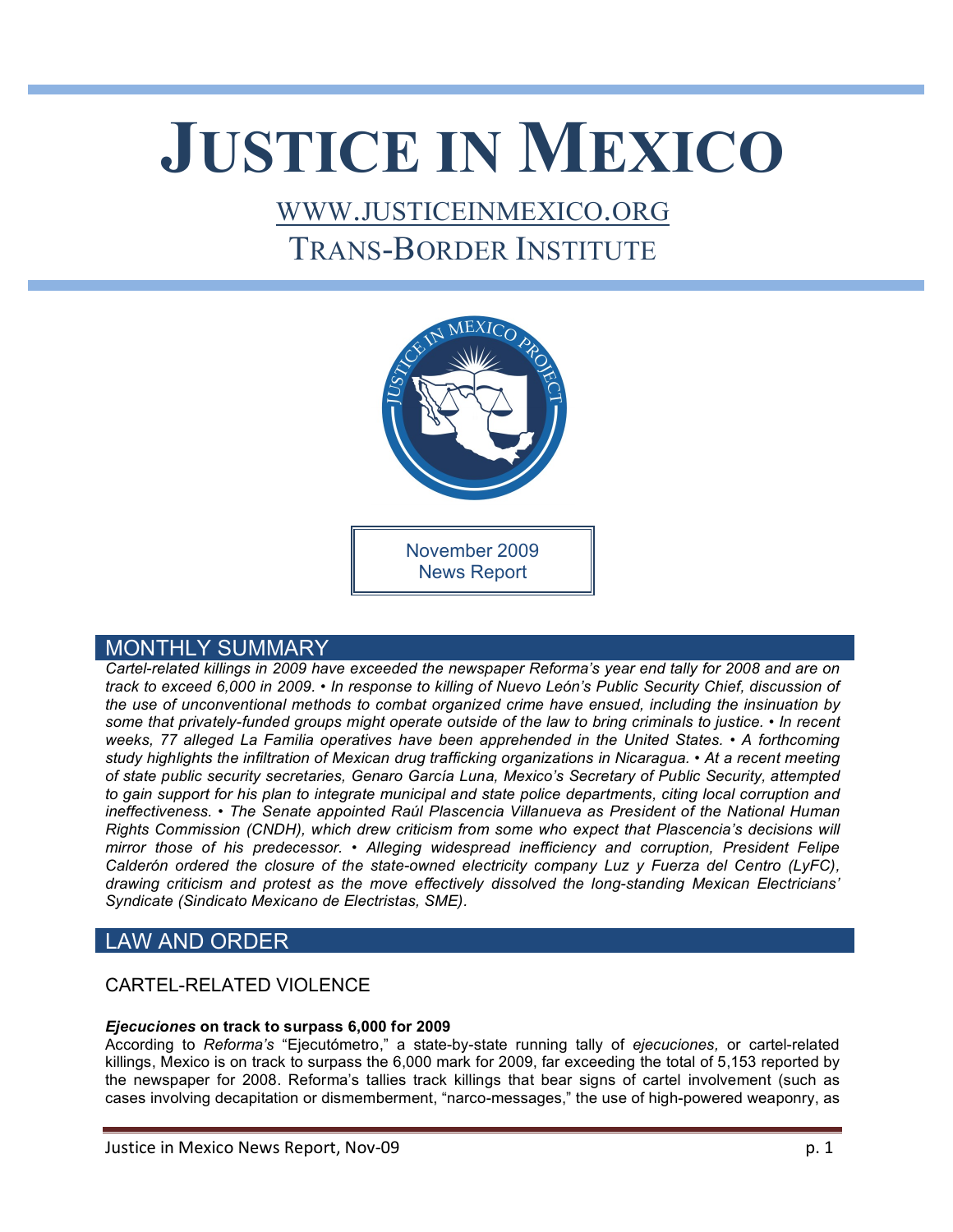# JUSTICE IN MEXICO

WWW.JUSTICEINMEXICO.ORG

TRANS-BORDER INSTITUTE

November 2009
News Report

## MONTHLY SUMMARY

*Cartel-related killings in 2009 have exceeded the newspaper Reforma's year end tally for 2008 and are on track to exceed 6,000 in 2009. • In response to killing of Nuevo León's Public Security Chief, discussion of the use of unconventional methods to combat organized crime have ensued, including the insinuation by some that privately-funded groups might operate outside of the law to bring criminals to justice. • In recent weeks, 77 alleged La Familia operatives have been apprehended in the United States. • A forthcoming study highlights the infiltration of Mexican drug trafficking organizations in Nicaragua. • At a recent meeting of state public security secretaries, Genaro García Luna, Mexico's Secretary of Public Security, attempted to gain support for his plan to integrate municipal and state police departments, citing local corruption and ineffectiveness. • The Senate appointed Raúl Plascencia Villanueva as President of the National Human Rights Commission (CNDH), which drew criticism from some who expect that Plascencia's decisions will mirror those of his predecessor. • Alleging widespread inefficiency and corruption, President Felipe Calderón ordered the closure of the state-owned electricity company Luz y Fuerza del Centro (LyFC), drawing criticism and protest as the move effectively dissolved the long-standing Mexican Electricians' Syndicate (Sindicato Mexicano de Electristas, SME).*

## LAW AND ORDER

### CARTEL-RELATED VIOLENCE

#### *Ejecuciones* on track to surpass 6,000 for 2009

According to *Reforma's* "Ejecutómetro," a state-by-state running tally of *ejecuciones,* or cartel-related killings, Mexico is on track to surpass the 6,000 mark for 2009, far exceeding the total of 5,153 reported by the newspaper for 2008. Reforma's tallies track killings that bear signs of cartel involvement (such as cases involving decapitation or dismemberment, "narco-messages," the use of high-powered weaponry, as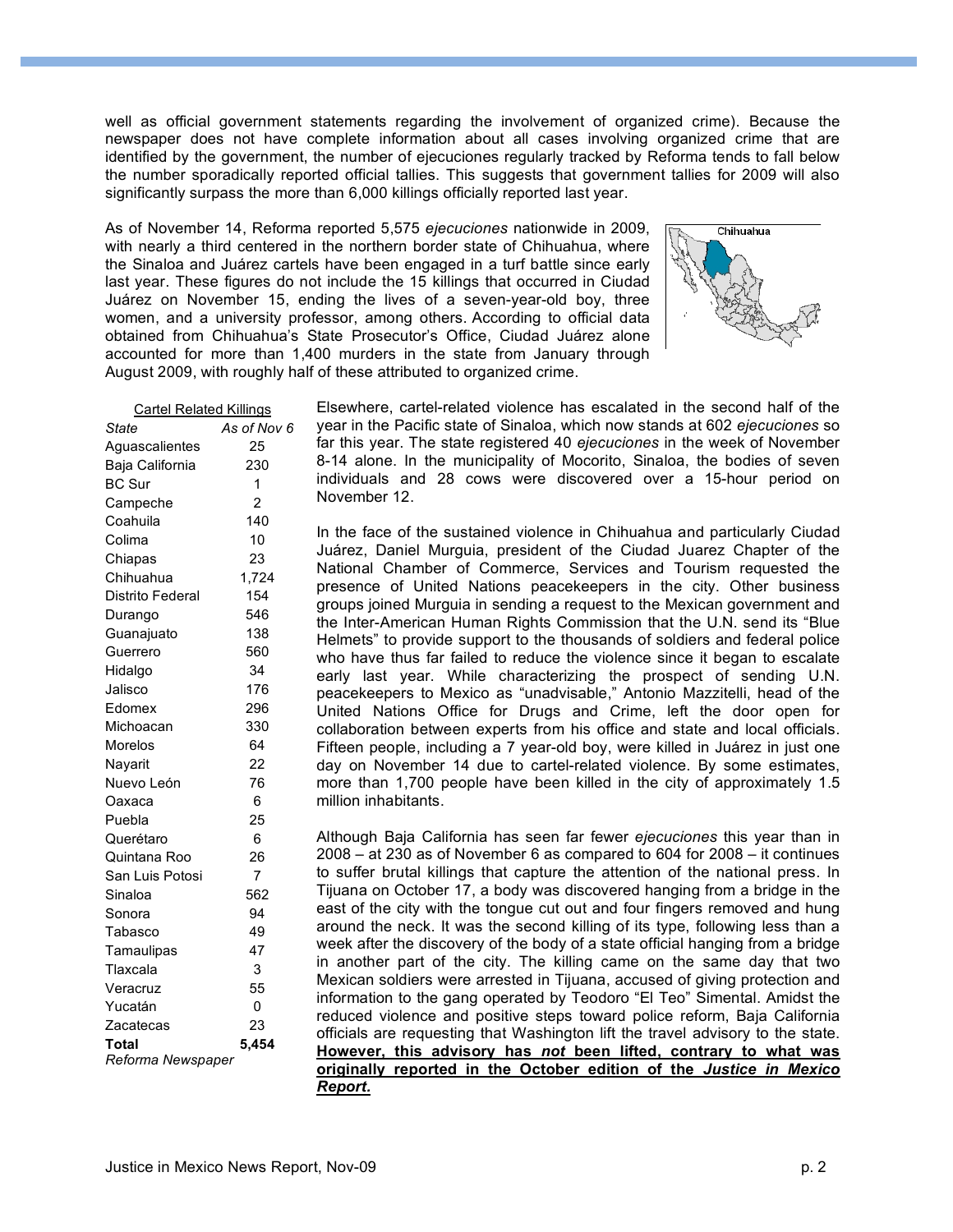well as official government statements regarding the involvement of organized crime). Because the newspaper does not have complete information about all cases involving organized crime that are identified by the government, the number of ejecuciones regularly tracked by Reforma tends to fall below the number sporadically reported official tallies. This suggests that government tallies for 2009 will also significantly surpass the more than 6,000 killings officially reported last year.

As of November 14, Reforma reported 5,575 *ejecuciones* nationwide in 2009, with nearly a third centered in the northern border state of Chihuahua, where the Sinaloa and Juárez cartels have been engaged in a turf battle since early last year. These figures do not include the 15 killings that occurred in Ciudad Juárez on November 15, ending the lives of a seven-year-old boy, three women, and a university professor, among others. According to official data obtained from Chihuahua's State Prosecutor's Office, Ciudad Juárez alone accounted for more than 1,400 murders in the state from January through August 2009, with roughly half of these attributed to organized crime.

Chihuahua

Cartel Related Killings

| *State* | *As of Nov 6* |
|---|---|
| Aguascalientes | 25 |
| Baja California | 230 |
| BC Sur | 1 |
| Campeche | 2 |
| Coahuila | 140 |
| Colima | 10 |
| Chiapas | 23 |
| Chihuahua | 1,724 |
| Distrito Federal | 154 |
| Durango | 546 |
| Guanajuato | 138 |
| Guerrero | 560 |
| Hidalgo | 34 |
| Jalisco | 176 |
| Edomex | 296 |
| Michoacan | 330 |
| Morelos | 64 |
| Nayarit | 22 |
| Nuevo León | 76 |
| Oaxaca | 6 |
| Puebla | 25 |
| Querétaro | 6 |
| Quintana Roo | 26 |
| San Luis Potosi | 7 |
| Sinaloa | 562 |
| Sonora | 94 |
| Tabasco | 49 |
| Tamaulipas | 47 |
| Tlaxcala | 3 |
| Veracruz | 55 |
| Yucatán | 0 |
| Zacatecas | 23 |
| **Total** | **5,454** |

*Reforma Newspaper*

Elsewhere, cartel-related violence has escalated in the second half of the year in the Pacific state of Sinaloa, which now stands at 602 *ejecuciones* so far this year. The state registered 40 *ejecuciones* in the week of November 8-14 alone. In the municipality of Mocorito, Sinaloa, the bodies of seven individuals and 28 cows were discovered over a 15-hour period on November 12.

In the face of the sustained violence in Chihuahua and particularly Ciudad Juárez, Daniel Murguia, president of the Ciudad Juarez Chapter of the National Chamber of Commerce, Services and Tourism requested the presence of United Nations peacekeepers in the city. Other business groups joined Murguia in sending a request to the Mexican government and the Inter-American Human Rights Commission that the U.N. send its "Blue Helmets" to provide support to the thousands of soldiers and federal police who have thus far failed to reduce the violence since it began to escalate early last year. While characterizing the prospect of sending U.N. peacekeepers to Mexico as "unadvisable," Antonio Mazzitelli, head of the United Nations Office for Drugs and Crime, left the door open for collaboration between experts from his office and state and local officials. Fifteen people, including a 7 year-old boy, were killed in Juárez in just one day on November 14 due to cartel-related violence. By some estimates, more than 1,700 people have been killed in the city of approximately 1.5 million inhabitants.

Although Baja California has seen far fewer *ejecuciones* this year than in 2008 – at 230 as of November 6 as compared to 604 for 2008 – it continues to suffer brutal killings that capture the attention of the national press. In Tijuana on October 17, a body was discovered hanging from a bridge in the east of the city with the tongue cut out and four fingers removed and hung around the neck. It was the second killing of its type, following less than a week after the discovery of the body of a state official hanging from a bridge in another part of the city. The killing came on the same day that two Mexican soldiers were arrested in Tijuana, accused of giving protection and information to the gang operated by Teodoro "El Teo" Simental. Amidst the reduced violence and positive steps toward police reform, Baja California officials are requesting that Washington lift the travel advisory to the state. **However, this advisory has *not* been lifted, contrary to what was originally reported in the October edition of the *Justice in Mexico Report.***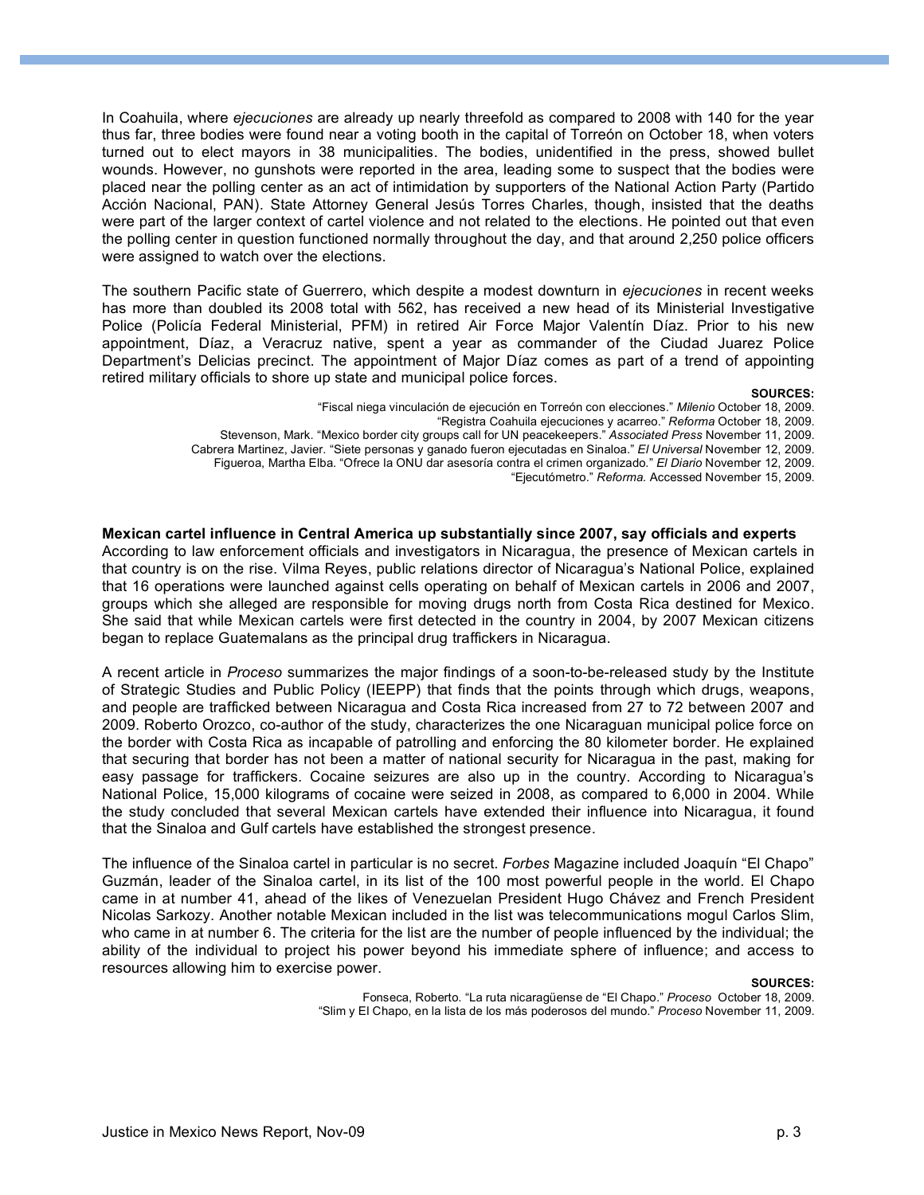In Coahuila, where *ejecuciones* are already up nearly threefold as compared to 2008 with 140 for the year thus far, three bodies were found near a voting booth in the capital of Torreón on October 18, when voters turned out to elect mayors in 38 municipalities. The bodies, unidentified in the press, showed bullet wounds. However, no gunshots were reported in the area, leading some to suspect that the bodies were placed near the polling center as an act of intimidation by supporters of the National Action Party (Partido Acción Nacional, PAN). State Attorney General Jesús Torres Charles, though, insisted that the deaths were part of the larger context of cartel violence and not related to the elections. He pointed out that even the polling center in question functioned normally throughout the day, and that around 2,250 police officers were assigned to watch over the elections.

The southern Pacific state of Guerrero, which despite a modest downturn in *ejecuciones* in recent weeks has more than doubled its 2008 total with 562, has received a new head of its Ministerial Investigative Police (Policía Federal Ministerial, PFM) in retired Air Force Major Valentín Díaz. Prior to his new appointment, Díaz, a Veracruz native, spent a year as commander of the Ciudad Juarez Police Department's Delicias precinct. The appointment of Major Díaz comes as part of a trend of appointing retired military officials to shore up state and municipal police forces.

**SOURCES:**

"Fiscal niega vinculación de ejecución en Torreón con elecciones." *Milenio* October 18, 2009.
"Registra Coahuila ejecuciones y acarreo." *Reforma* October 18, 2009.
Stevenson, Mark. "Mexico border city groups call for UN peacekeepers." *Associated Press* November 11, 2009.
Cabrera Martinez, Javier. "Siete personas y ganado fueron ejecutadas en Sinaloa." *El Universal* November 12, 2009.
Figueroa, Martha Elba. "Ofrece la ONU dar asesoría contra el crimen organizado." *El Diario* November 12, 2009.
"Ejecutómetro." *Reforma.* Accessed November 15, 2009.

**Mexican cartel influence in Central America up substantially since 2007, say officials and experts**

According to law enforcement officials and investigators in Nicaragua, the presence of Mexican cartels in that country is on the rise. Vilma Reyes, public relations director of Nicaragua's National Police, explained that 16 operations were launched against cells operating on behalf of Mexican cartels in 2006 and 2007, groups which she alleged are responsible for moving drugs north from Costa Rica destined for Mexico. She said that while Mexican cartels were first detected in the country in 2004, by 2007 Mexican citizens began to replace Guatemalans as the principal drug traffickers in Nicaragua.

A recent article in *Proceso* summarizes the major findings of a soon-to-be-released study by the Institute of Strategic Studies and Public Policy (IEEPP) that finds that the points through which drugs, weapons, and people are trafficked between Nicaragua and Costa Rica increased from 27 to 72 between 2007 and 2009. Roberto Orozco, co-author of the study, characterizes the one Nicaraguan municipal police force on the border with Costa Rica as incapable of patrolling and enforcing the 80 kilometer border. He explained that securing that border has not been a matter of national security for Nicaragua in the past, making for easy passage for traffickers. Cocaine seizures are also up in the country. According to Nicaragua's National Police, 15,000 kilograms of cocaine were seized in 2008, as compared to 6,000 in 2004. While the study concluded that several Mexican cartels have extended their influence into Nicaragua, it found that the Sinaloa and Gulf cartels have established the strongest presence.

The influence of the Sinaloa cartel in particular is no secret. *Forbes* Magazine included Joaquín "El Chapo" Guzmán, leader of the Sinaloa cartel, in its list of the 100 most powerful people in the world. El Chapo came in at number 41, ahead of the likes of Venezuelan President Hugo Chávez and French President Nicolas Sarkozy. Another notable Mexican included in the list was telecommunications mogul Carlos Slim, who came in at number 6. The criteria for the list are the number of people influenced by the individual; the ability of the individual to project his power beyond his immediate sphere of influence; and access to resources allowing him to exercise power.

**SOURCES:**

Fonseca, Roberto. "La ruta nicaragüense de "El Chapo." *Proceso* October 18, 2009.
"Slim y El Chapo, en la lista de los más poderosos del mundo." *Proceso* November 11, 2009.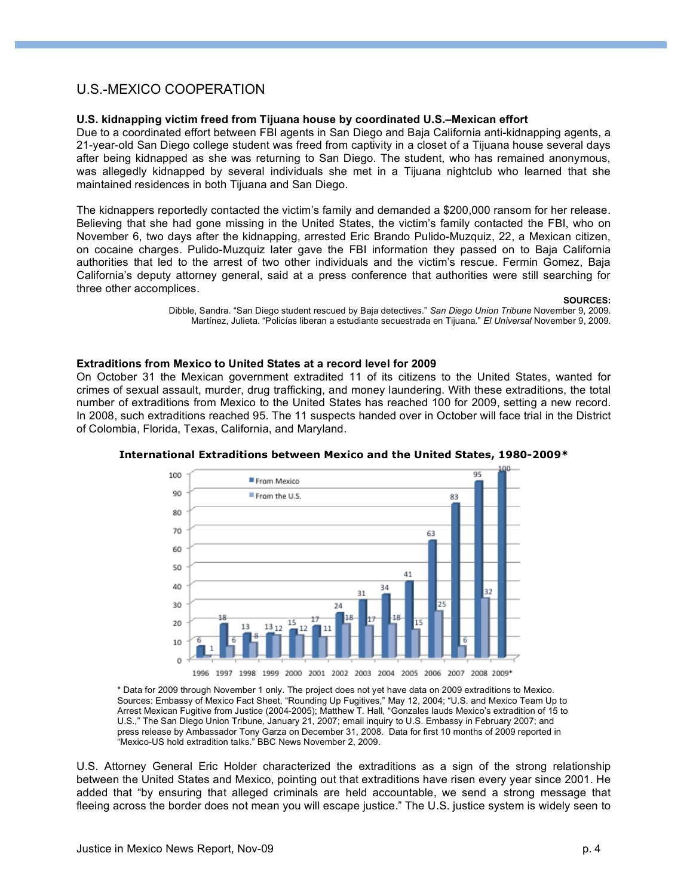# U.S.-MEXICO COOPERATION

**U.S. kidnapping victim freed from Tijuana house by coordinated U.S.–Mexican effort**

Due to a coordinated effort between FBI agents in San Diego and Baja California anti-kidnapping agents, a 21-year-old San Diego college student was freed from captivity in a closet of a Tijuana house several days after being kidnapped as she was returning to San Diego. The student, who has remained anonymous, was allegedly kidnapped by several individuals she met in a Tijuana nightclub who learned that she maintained residences in both Tijuana and San Diego.

The kidnappers reportedly contacted the victim's family and demanded a $200,000 ransom for her release. Believing that she had gone missing in the United States, the victim's family contacted the FBI, who on November 6, two days after the kidnapping, arrested Eric Brando Pulido-Muzquiz, 22, a Mexican citizen, on cocaine charges. Pulido-Muzquiz later gave the FBI information they passed on to Baja California authorities that led to the arrest of two other individuals and the victim's rescue. Fermin Gomez, Baja California's deputy attorney general, said at a press conference that authorities were still searching for three other accomplices.

**SOURCES:**

Dibble, Sandra. "San Diego student rescued by Baja detectives." *San Diego Union Tribune* November 9, 2009.
Martínez, Julieta. "Policías liberan a estudiante secuestrada en Tijuana." *El Universal* November 9, 2009.

**Extraditions from Mexico to United States at a record level for 2009**

On October 31 the Mexican government extradited 11 of its citizens to the United States, wanted for crimes of sexual assault, murder, drug trafficking, and money laundering. With these extraditions, the total number of extraditions from Mexico to the United States has reached 100 for 2009, setting a new record. In 2008, such extraditions reached 95. The 11 suspects handed over in October will face trial in the District of Colombia, Florida, Texas, California, and Maryland.

**International Extraditions between Mexico and the United States, 1980-2009***

| Year | From Mexico | From the U.S. |
|---|---|---|
| 1996 | 6 | 1 |
| 1997 | 18 | 6 |
| 1998 | 13 | 8 |
| 1999 | 13 | 12 |
| 2000 | 15 | 12 |
| 2001 | 17 | 11 |
| 2002 | 24 | 18 |
| 2003 | 31 | 17 |
| 2004 | 34 | 18 |
| 2005 | 41 | 15 |
| 2006 | 63 | 25 |
| 2007 | 83 | 6 |
| 2008 | 95 | 32 |
| 2009* | 100 | |

\* Data for 2009 through November 1 only. The project does not yet have data on 2009 extraditions to Mexico. Sources: Embassy of Mexico Fact Sheet, "Rounding Up Fugitives," May 12, 2004; "U.S. and Mexico Team Up to Arrest Mexican Fugitive from Justice (2004-2005); Matthew T. Hall, "Gonzales lauds Mexico's extradition of 15 to U.S.," The San Diego Union Tribune, January 21, 2007; email inquiry to U.S. Embassy in February 2007; and press release by Ambassador Tony Garza on December 31, 2008. Data for first 10 months of 2009 reported in "Mexico-US hold extradition talks." BBC News November 2, 2009.

U.S. Attorney General Eric Holder characterized the extraditions as a sign of the strong relationship between the United States and Mexico, pointing out that extraditions have risen every year since 2001. He added that "by ensuring that alleged criminals are held accountable, we send a strong message that fleeing across the border does not mean you will escape justice." The U.S. justice system is widely seen to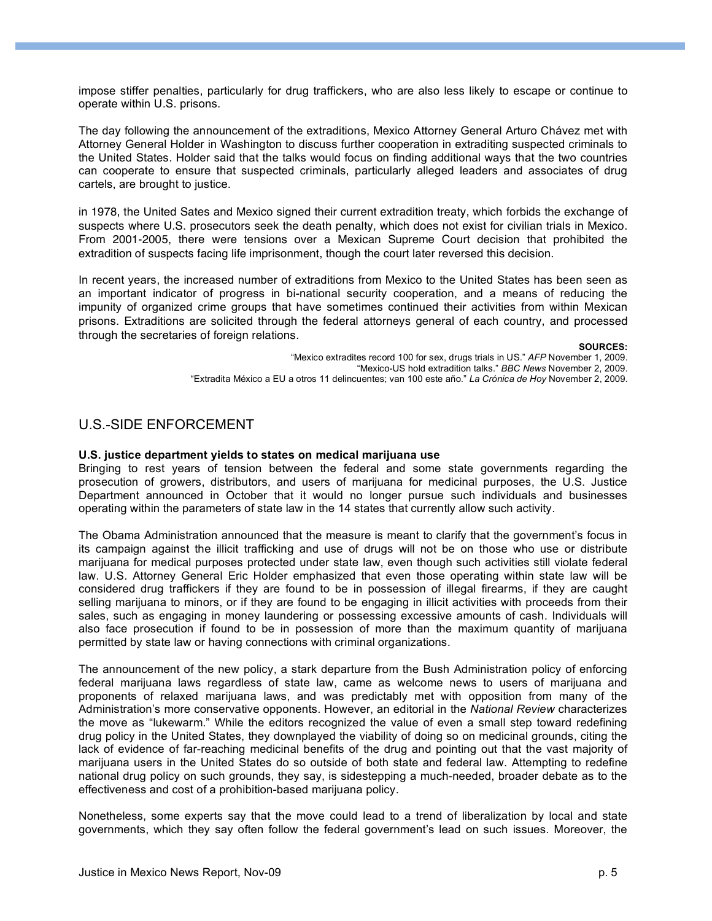impose stiffer penalties, particularly for drug traffickers, who are also less likely to escape or continue to operate within U.S. prisons.

The day following the announcement of the extraditions, Mexico Attorney General Arturo Chávez met with Attorney General Holder in Washington to discuss further cooperation in extraditing suspected criminals to the United States. Holder said that the talks would focus on finding additional ways that the two countries can cooperate to ensure that suspected criminals, particularly alleged leaders and associates of drug cartels, are brought to justice.

in 1978, the United Sates and Mexico signed their current extradition treaty, which forbids the exchange of suspects where U.S. prosecutors seek the death penalty, which does not exist for civilian trials in Mexico. From 2001-2005, there were tensions over a Mexican Supreme Court decision that prohibited the extradition of suspects facing life imprisonment, though the court later reversed this decision.

In recent years, the increased number of extraditions from Mexico to the United States has been seen as an important indicator of progress in bi-national security cooperation, and a means of reducing the impunity of organized crime groups that have sometimes continued their activities from within Mexican prisons. Extraditions are solicited through the federal attorneys general of each country, and processed through the secretaries of foreign relations.

**SOURCES:**
"Mexico extradites record 100 for sex, drugs trials in US." *AFP* November 1, 2009.
"Mexico-US hold extradition talks." *BBC News* November 2, 2009.
"Extradita México a EU a otros 11 delincuentes; van 100 este año." *La Crónica de Hoy* November 2, 2009.

## U.S.-SIDE ENFORCEMENT

**U.S. justice department yields to states on medical marijuana use**

Bringing to rest years of tension between the federal and some state governments regarding the prosecution of growers, distributors, and users of marijuana for medicinal purposes, the U.S. Justice Department announced in October that it would no longer pursue such individuals and businesses operating within the parameters of state law in the 14 states that currently allow such activity.

The Obama Administration announced that the measure is meant to clarify that the government's focus in its campaign against the illicit trafficking and use of drugs will not be on those who use or distribute marijuana for medical purposes protected under state law, even though such activities still violate federal law. U.S. Attorney General Eric Holder emphasized that even those operating within state law will be considered drug traffickers if they are found to be in possession of illegal firearms, if they are caught selling marijuana to minors, or if they are found to be engaging in illicit activities with proceeds from their sales, such as engaging in money laundering or possessing excessive amounts of cash. Individuals will also face prosecution if found to be in possession of more than the maximum quantity of marijuana permitted by state law or having connections with criminal organizations.

The announcement of the new policy, a stark departure from the Bush Administration policy of enforcing federal marijuana laws regardless of state law, came as welcome news to users of marijuana and proponents of relaxed marijuana laws, and was predictably met with opposition from many of the Administration's more conservative opponents. However, an editorial in the *National Review* characterizes the move as "lukewarm." While the editors recognized the value of even a small step toward redefining drug policy in the United States, they downplayed the viability of doing so on medicinal grounds, citing the lack of evidence of far-reaching medicinal benefits of the drug and pointing out that the vast majority of marijuana users in the United States do so outside of both state and federal law. Attempting to redefine national drug policy on such grounds, they say, is sidestepping a much-needed, broader debate as to the effectiveness and cost of a prohibition-based marijuana policy.

Nonetheless, some experts say that the move could lead to a trend of liberalization by local and state governments, which they say often follow the federal government's lead on such issues. Moreover, the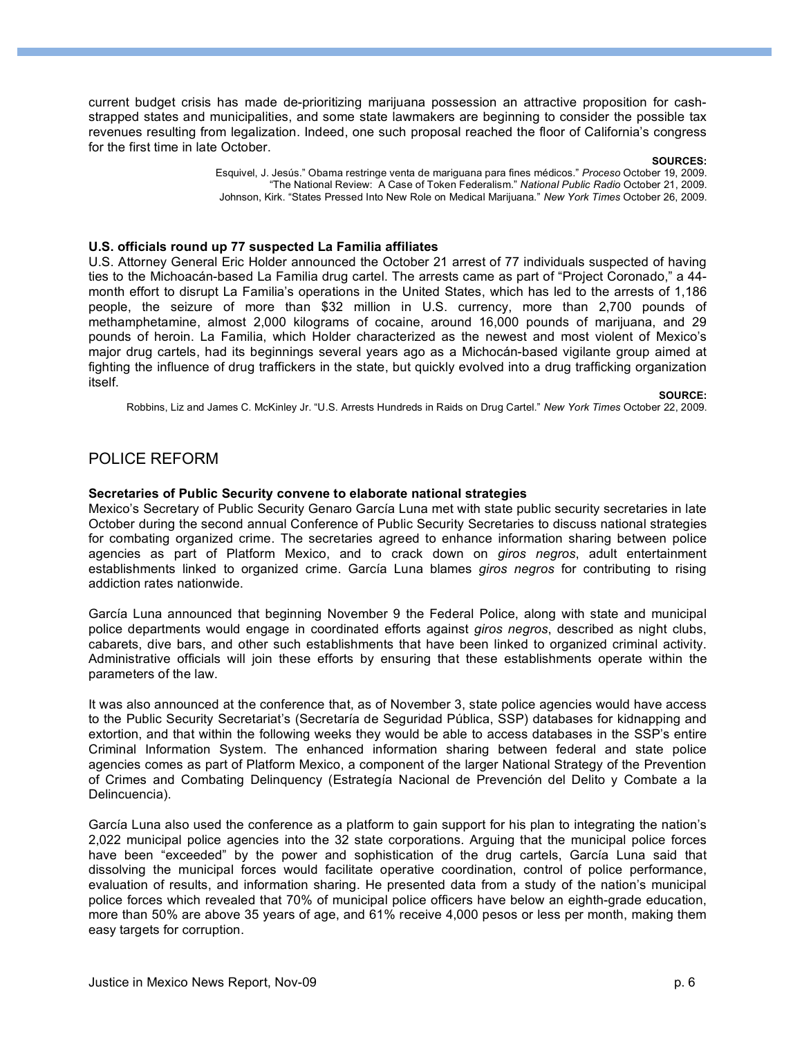current budget crisis has made de-prioritizing marijuana possession an attractive proposition for cash-strapped states and municipalities, and some state lawmakers are beginning to consider the possible tax revenues resulting from legalization. Indeed, one such proposal reached the floor of California's congress for the first time in late October.

**SOURCES:**

Esquivel, J. Jesús." Obama restringe venta de mariguana para fines médicos." *Proceso* October 19, 2009.
"The National Review: A Case of Token Federalism." *National Public Radio* October 21, 2009.
Johnson, Kirk. "States Pressed Into New Role on Medical Marijuana." *New York Times* October 26, 2009.

**U.S. officials round up 77 suspected La Familia affiliates**

U.S. Attorney General Eric Holder announced the October 21 arrest of 77 individuals suspected of having ties to the Michoacán-based La Familia drug cartel. The arrests came as part of "Project Coronado," a 44-month effort to disrupt La Familia's operations in the United States, which has led to the arrests of 1,186 people, the seizure of more than $32 million in U.S. currency, more than 2,700 pounds of methamphetamine, almost 2,000 kilograms of cocaine, around 16,000 pounds of marijuana, and 29 pounds of heroin. La Familia, which Holder characterized as the newest and most violent of Mexico's major drug cartels, had its beginnings several years ago as a Michocán-based vigilante group aimed at fighting the influence of drug traffickers in the state, but quickly evolved into a drug trafficking organization itself.

**SOURCE:**

Robbins, Liz and James C. McKinley Jr. "U.S. Arrests Hundreds in Raids on Drug Cartel." *New York Times* October 22, 2009.

## POLICE REFORM

**Secretaries of Public Security convene to elaborate national strategies**

Mexico's Secretary of Public Security Genaro García Luna met with state public security secretaries in late October during the second annual Conference of Public Security Secretaries to discuss national strategies for combating organized crime. The secretaries agreed to enhance information sharing between police agencies as part of Platform Mexico, and to crack down on *giros negros*, adult entertainment establishments linked to organized crime. García Luna blames *giros negros* for contributing to rising addiction rates nationwide.

García Luna announced that beginning November 9 the Federal Police, along with state and municipal police departments would engage in coordinated efforts against *giros negros*, described as night clubs, cabarets, dive bars, and other such establishments that have been linked to organized criminal activity. Administrative officials will join these efforts by ensuring that these establishments operate within the parameters of the law.

It was also announced at the conference that, as of November 3, state police agencies would have access to the Public Security Secretariat's (Secretaría de Seguridad Pública, SSP) databases for kidnapping and extortion, and that within the following weeks they would be able to access databases in the SSP's entire Criminal Information System. The enhanced information sharing between federal and state police agencies comes as part of Platform Mexico, a component of the larger National Strategy of the Prevention of Crimes and Combating Delinquency (Estrategía Nacional de Prevención del Delito y Combate a la Delincuencia).

García Luna also used the conference as a platform to gain support for his plan to integrating the nation's 2,022 municipal police agencies into the 32 state corporations. Arguing that the municipal police forces have been "exceeded" by the power and sophistication of the drug cartels, García Luna said that dissolving the municipal forces would facilitate operative coordination, control of police performance, evaluation of results, and information sharing. He presented data from a study of the nation's municipal police forces which revealed that 70% of municipal police officers have below an eighth-grade education, more than 50% are above 35 years of age, and 61% receive 4,000 pesos or less per month, making them easy targets for corruption.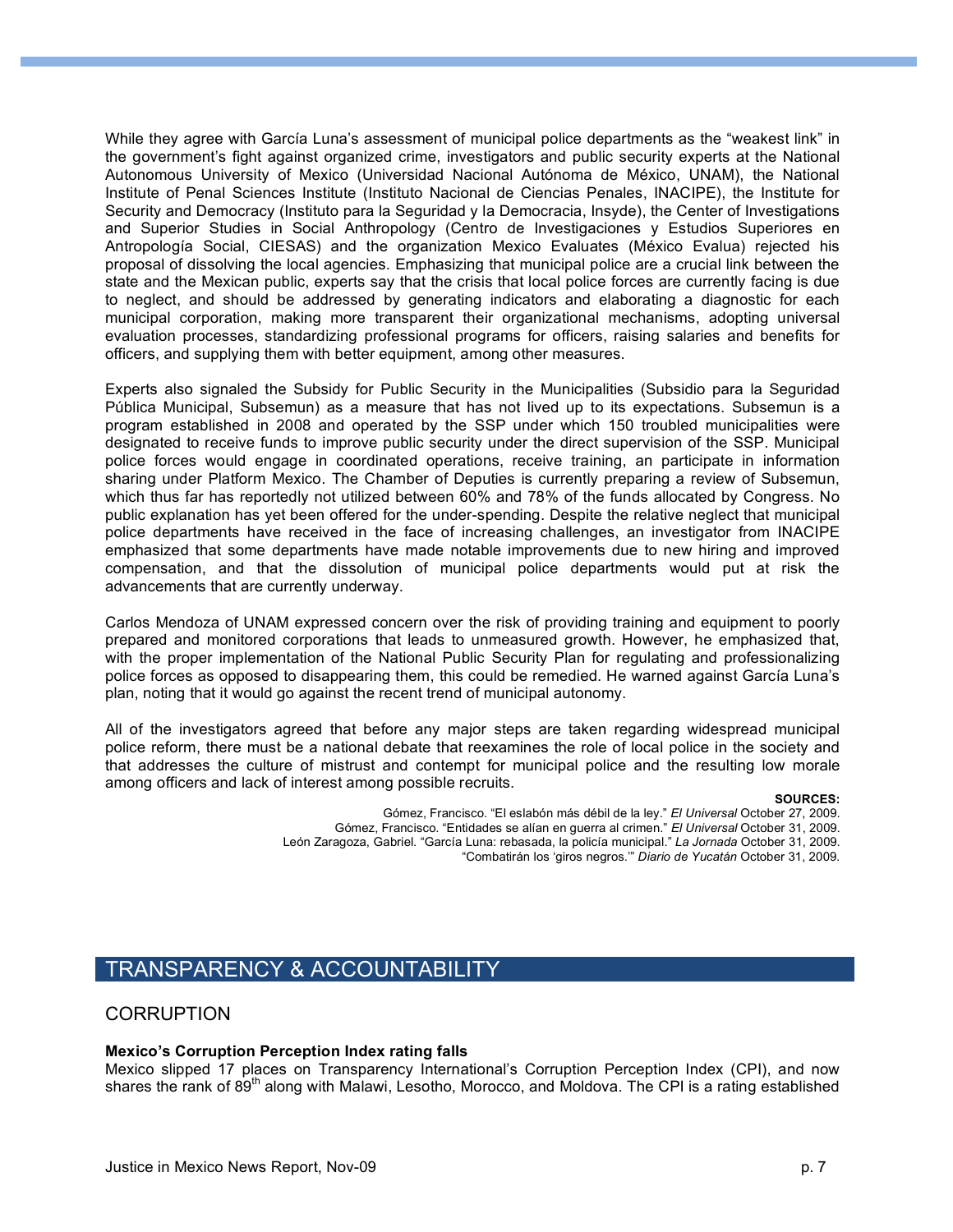While they agree with García Luna's assessment of municipal police departments as the "weakest link" in the government's fight against organized crime, investigators and public security experts at the National Autonomous University of Mexico (Universidad Nacional Autónoma de México, UNAM), the National Institute of Penal Sciences Institute (Instituto Nacional de Ciencias Penales, INACIPE), the Institute for Security and Democracy (Instituto para la Seguridad y la Democracia, Insyde), the Center of Investigations and Superior Studies in Social Anthropology (Centro de Investigaciones y Estudios Superiores en Antropología Social, CIESAS) and the organization Mexico Evaluates (México Evalua) rejected his proposal of dissolving the local agencies. Emphasizing that municipal police are a crucial link between the state and the Mexican public, experts say that the crisis that local police forces are currently facing is due to neglect, and should be addressed by generating indicators and elaborating a diagnostic for each municipal corporation, making more transparent their organizational mechanisms, adopting universal evaluation processes, standardizing professional programs for officers, raising salaries and benefits for officers, and supplying them with better equipment, among other measures.

Experts also signaled the Subsidy for Public Security in the Municipalities (Subsidio para la Seguridad Pública Municipal, Subsemun) as a measure that has not lived up to its expectations. Subsemun is a program established in 2008 and operated by the SSP under which 150 troubled municipalities were designated to receive funds to improve public security under the direct supervision of the SSP. Municipal police forces would engage in coordinated operations, receive training, an participate in information sharing under Platform Mexico. The Chamber of Deputies is currently preparing a review of Subsemun, which thus far has reportedly not utilized between 60% and 78% of the funds allocated by Congress. No public explanation has yet been offered for the under-spending. Despite the relative neglect that municipal police departments have received in the face of increasing challenges, an investigator from INACIPE emphasized that some departments have made notable improvements due to new hiring and improved compensation, and that the dissolution of municipal police departments would put at risk the advancements that are currently underway.

Carlos Mendoza of UNAM expressed concern over the risk of providing training and equipment to poorly prepared and monitored corporations that leads to unmeasured growth. However, he emphasized that, with the proper implementation of the National Public Security Plan for regulating and professionalizing police forces as opposed to disappearing them, this could be remedied. He warned against García Luna's plan, noting that it would go against the recent trend of municipal autonomy.

All of the investigators agreed that before any major steps are taken regarding widespread municipal police reform, there must be a national debate that reexamines the role of local police in the society and that addresses the culture of mistrust and contempt for municipal police and the resulting low morale among officers and lack of interest among possible recruits.

**SOURCES:**

Gómez, Francisco. "El eslabón más débil de la ley." *El Universal* October 27, 2009.
Gómez, Francisco. "Entidades se alían en guerra al crimen." *El Universal* October 31, 2009.
León Zaragoza, Gabriel. "García Luna: rebasada, la policía municipal." *La Jornada* October 31, 2009.
"Combatirán los 'giros negros.'" *Diario de Yucatán* October 31, 2009.

# TRANSPARENCY & ACCOUNTABILITY

## CORRUPTION

**Mexico's Corruption Perception Index rating falls**

Mexico slipped 17 places on Transparency International's Corruption Perception Index (CPI), and now shares the rank of 89th along with Malawi, Lesotho, Morocco, and Moldova. The CPI is a rating established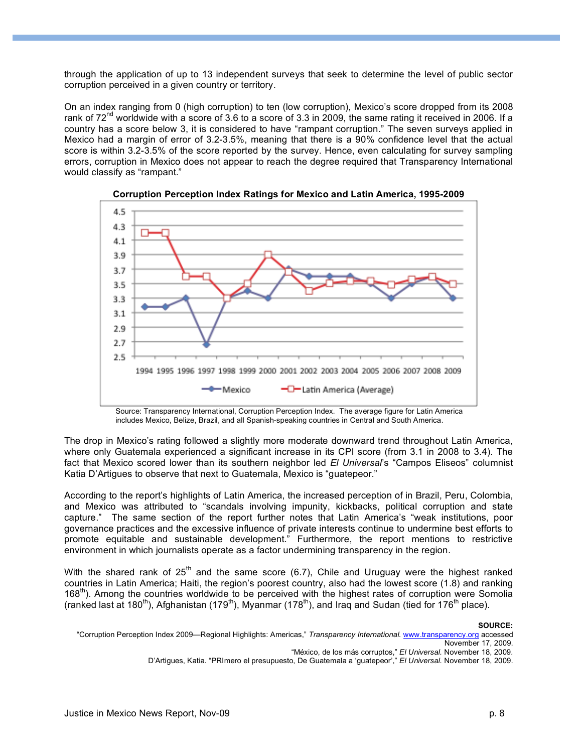through the application of up to 13 independent surveys that seek to determine the level of public sector corruption perceived in a given country or territory.

On an index ranging from 0 (high corruption) to ten (low corruption), Mexico's score dropped from its 2008 rank of 72nd worldwide with a score of 3.6 to a score of 3.3 in 2009, the same rating it received in 2006. If a country has a score below 3, it is considered to have "rampant corruption." The seven surveys applied in Mexico had a margin of error of 3.2-3.5%, meaning that there is a 90% confidence level that the actual score is within 3.2-3.5% of the score reported by the survey. Hence, even calculating for survey sampling errors, corruption in Mexico does not appear to reach the degree required that Transparency International would classify as "rampant."

**Corruption Perception Index Ratings for Mexico and Latin America, 1995-2009**

Source: Transparency International, Corruption Perception Index. The average figure for Latin America includes Mexico, Belize, Brazil, and all Spanish-speaking countries in Central and South America.

The drop in Mexico's rating followed a slightly more moderate downward trend throughout Latin America, where only Guatemala experienced a significant increase in its CPI score (from 3.1 in 2008 to 3.4). The fact that Mexico scored lower than its southern neighbor led *El Universal*'s "Campos Eliseos" columnist Katia D'Artigues to observe that next to Guatemala, Mexico is "guatepeor."

According to the report's highlights of Latin America, the increased perception of in Brazil, Peru, Colombia, and Mexico was attributed to "scandals involving impunity, kickbacks, political corruption and state capture." The same section of the report further notes that Latin America's "weak institutions, poor governance practices and the excessive influence of private interests continue to undermine best efforts to promote equitable and sustainable development." Furthermore, the report mentions to restrictive environment in which journalists operate as a factor undermining transparency in the region.

With the shared rank of 25th and the same score (6.7), Chile and Uruguay were the highest ranked countries in Latin America; Haiti, the region's poorest country, also had the lowest score (1.8) and ranking 168th). Among the countries worldwide to be perceived with the highest rates of corruption were Somolia (ranked last at 180th), Afghanistan (179th), Myanmar (178th), and Iraq and Sudan (tied for 176th place).

**SOURCE:**

"Corruption Perception Index 2009—Regional Highlights: Americas," *Transparency International.* www.transparency.org accessed November 17, 2009.

"México, de los más corruptos," *El Universal.* November 18, 2009.

D'Artigues, Katia. "PRImero el presupuesto, De Guatemala a 'guatepeor'," *El Universal.* November 18, 2009.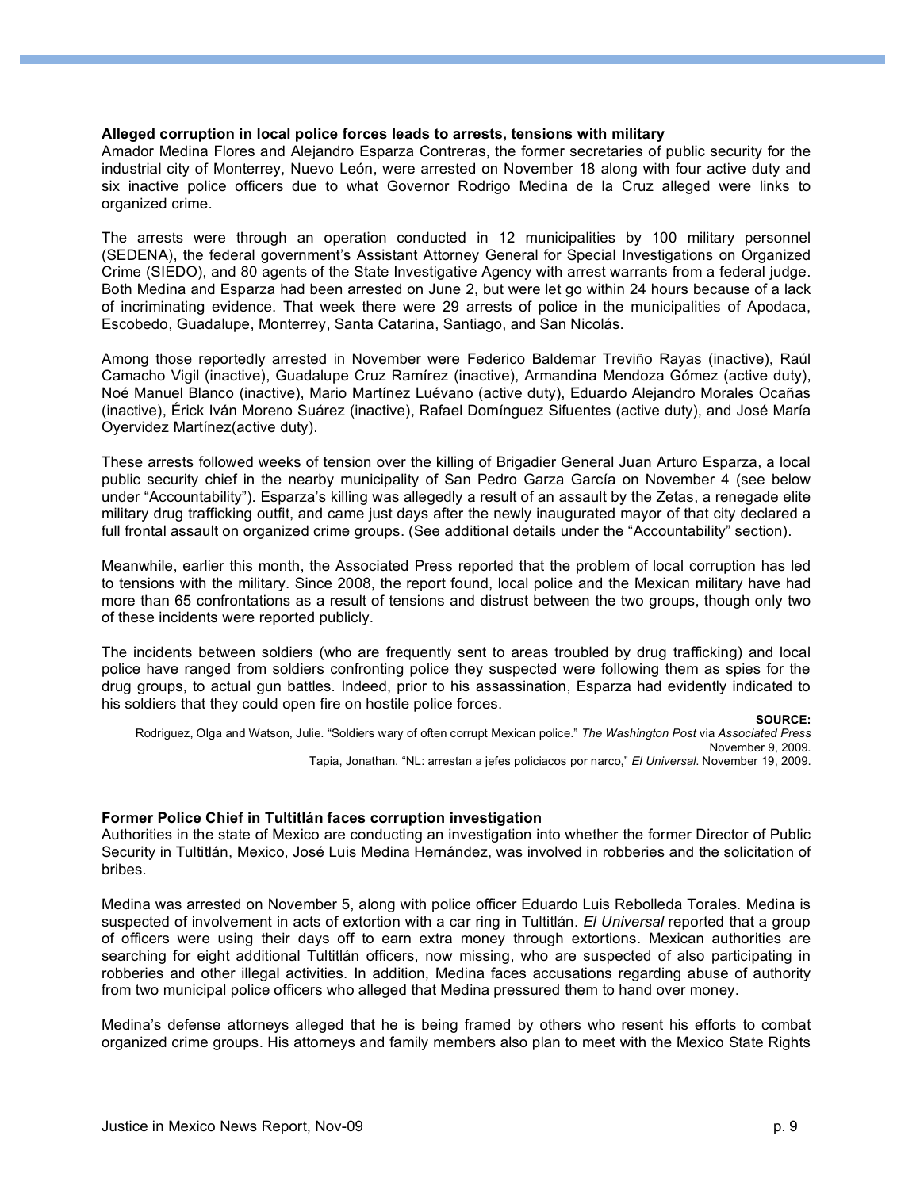### Alleged corruption in local police forces leads to arrests, tensions with military

Amador Medina Flores and Alejandro Esparza Contreras, the former secretaries of public security for the industrial city of Monterrey, Nuevo León, were arrested on November 18 along with four active duty and six inactive police officers due to what Governor Rodrigo Medina de la Cruz alleged were links to organized crime.

The arrests were through an operation conducted in 12 municipalities by 100 military personnel (SEDENA), the federal government's Assistant Attorney General for Special Investigations on Organized Crime (SIEDO), and 80 agents of the State Investigative Agency with arrest warrants from a federal judge. Both Medina and Esparza had been arrested on June 2, but were let go within 24 hours because of a lack of incriminating evidence. That week there were 29 arrests of police in the municipalities of Apodaca, Escobedo, Guadalupe, Monterrey, Santa Catarina, Santiago, and San Nicolás.

Among those reportedly arrested in November were Federico Baldemar Treviño Rayas (inactive), Raúl Camacho Vigil (inactive), Guadalupe Cruz Ramírez (inactive), Armandina Mendoza Gómez (active duty), Noé Manuel Blanco (inactive), Mario Martínez Luévano (active duty), Eduardo Alejandro Morales Ocañas (inactive), Érick Iván Moreno Suárez (inactive), Rafael Domínguez Sifuentes (active duty), and José María Oyervidez Martínez(active duty).

These arrests followed weeks of tension over the killing of Brigadier General Juan Arturo Esparza, a local public security chief in the nearby municipality of San Pedro Garza García on November 4 (see below under "Accountability"). Esparza's killing was allegedly a result of an assault by the Zetas, a renegade elite military drug trafficking outfit, and came just days after the newly inaugurated mayor of that city declared a full frontal assault on organized crime groups. (See additional details under the "Accountability" section).

Meanwhile, earlier this month, the Associated Press reported that the problem of local corruption has led to tensions with the military. Since 2008, the report found, local police and the Mexican military have had more than 65 confrontations as a result of tensions and distrust between the two groups, though only two of these incidents were reported publicly.

The incidents between soldiers (who are frequently sent to areas troubled by drug trafficking) and local police have ranged from soldiers confronting police they suspected were following them as spies for the drug groups, to actual gun battles. Indeed, prior to his assassination, Esparza had evidently indicated to his soldiers that they could open fire on hostile police forces.

**SOURCE:**

Rodriguez, Olga and Watson, Julie. "Soldiers wary of often corrupt Mexican police." *The Washington Post* via *Associated Press* November 9, 2009.

Tapia, Jonathan. "NL: arrestan a jefes policiacos por narco," *El Universal*. November 19, 2009.

### Former Police Chief in Tultitlán faces corruption investigation

Authorities in the state of Mexico are conducting an investigation into whether the former Director of Public Security in Tultitlán, Mexico, José Luis Medina Hernández, was involved in robberies and the solicitation of bribes.

Medina was arrested on November 5, along with police officer Eduardo Luis Rebolleda Torales. Medina is suspected of involvement in acts of extortion with a car ring in Tultitlán. *El Universal* reported that a group of officers were using their days off to earn extra money through extortions. Mexican authorities are searching for eight additional Tultitlán officers, now missing, who are suspected of also participating in robberies and other illegal activities. In addition, Medina faces accusations regarding abuse of authority from two municipal police officers who alleged that Medina pressured them to hand over money.

Medina's defense attorneys alleged that he is being framed by others who resent his efforts to combat organized crime groups. His attorneys and family members also plan to meet with the Mexico State Rights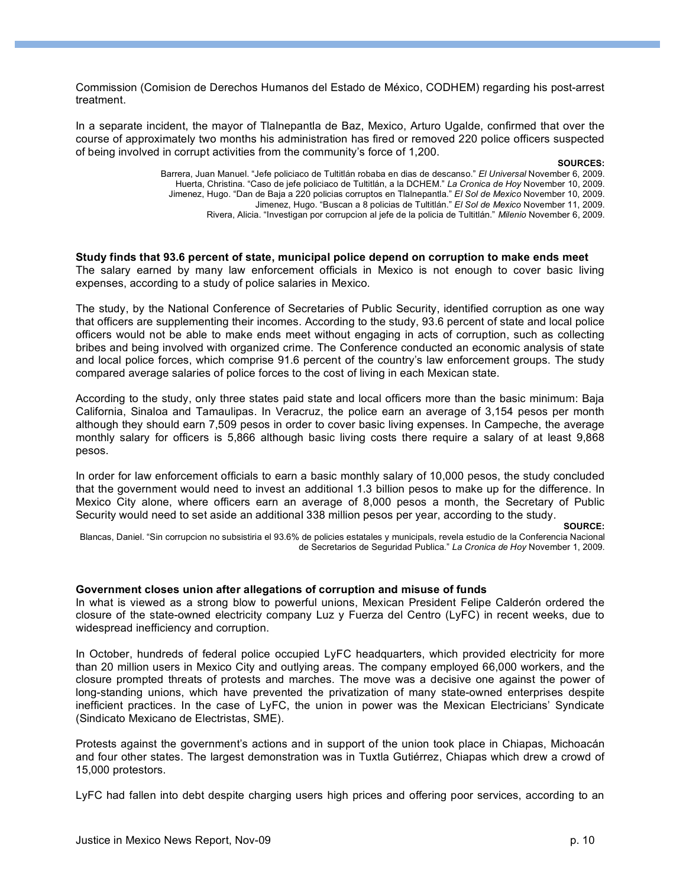Commission (Comision de Derechos Humanos del Estado de México, CODHEM) regarding his post-arrest treatment.

In a separate incident, the mayor of Tlalnepantla de Baz, Mexico, Arturo Ugalde, confirmed that over the course of approximately two months his administration has fired or removed 220 police officers suspected of being involved in corrupt activities from the community's force of 1,200.

**SOURCES:**

Barrera, Juan Manuel. "Jefe policiaco de Tultitlán robaba en dias de descanso." *El Universal* November 6, 2009.
Huerta, Christina. "Caso de jefe policiaco de Tultitlán, a la DCHEM." *La Cronica de Hoy* November 10, 2009.
Jimenez, Hugo. "Dan de Baja a 220 policias corruptos en Tlalnepantla." *El Sol de Mexico* November 10, 2009.
Jimenez, Hugo. "Buscan a 8 policias de Tultitlán." *El Sol de Mexico* November 11, 2009.
Rivera, Alicia. "Investigan por corrupcion al jefe de la policia de Tultitlán." *Milenio* November 6, 2009.

**Study finds that 93.6 percent of state, municipal police depend on corruption to make ends meet**

The salary earned by many law enforcement officials in Mexico is not enough to cover basic living expenses, according to a study of police salaries in Mexico.

The study, by the National Conference of Secretaries of Public Security, identified corruption as one way that officers are supplementing their incomes. According to the study, 93.6 percent of state and local police officers would not be able to make ends meet without engaging in acts of corruption, such as collecting bribes and being involved with organized crime. The Conference conducted an economic analysis of state and local police forces, which comprise 91.6 percent of the country's law enforcement groups. The study compared average salaries of police forces to the cost of living in each Mexican state.

According to the study, only three states paid state and local officers more than the basic minimum: Baja California, Sinaloa and Tamaulipas. In Veracruz, the police earn an average of 3,154 pesos per month although they should earn 7,509 pesos in order to cover basic living expenses. In Campeche, the average monthly salary for officers is 5,866 although basic living costs there require a salary of at least 9,868 pesos.

In order for law enforcement officials to earn a basic monthly salary of 10,000 pesos, the study concluded that the government would need to invest an additional 1.3 billion pesos to make up for the difference. In Mexico City alone, where officers earn an average of 8,000 pesos a month, the Secretary of Public Security would need to set aside an additional 338 million pesos per year, according to the study.

**SOURCE:**

Blancas, Daniel. "Sin corrupcion no subsistiria el 93.6% de policies estatales y municipals, revela estudio de la Conferencia Nacional de Secretarios de Seguridad Publica." *La Cronica de Hoy* November 1, 2009.

**Government closes union after allegations of corruption and misuse of funds**

In what is viewed as a strong blow to powerful unions, Mexican President Felipe Calderón ordered the closure of the state-owned electricity company Luz y Fuerza del Centro (LyFC) in recent weeks, due to widespread inefficiency and corruption.

In October, hundreds of federal police occupied LyFC headquarters, which provided electricity for more than 20 million users in Mexico City and outlying areas. The company employed 66,000 workers, and the closure prompted threats of protests and marches. The move was a decisive one against the power of long-standing unions, which have prevented the privatization of many state-owned enterprises despite inefficient practices. In the case of LyFC, the union in power was the Mexican Electricians' Syndicate (Sindicato Mexicano de Electristas, SME).

Protests against the government's actions and in support of the union took place in Chiapas, Michoacán and four other states. The largest demonstration was in Tuxtla Gutiérrez, Chiapas which drew a crowd of 15,000 protestors.

LyFC had fallen into debt despite charging users high prices and offering poor services, according to an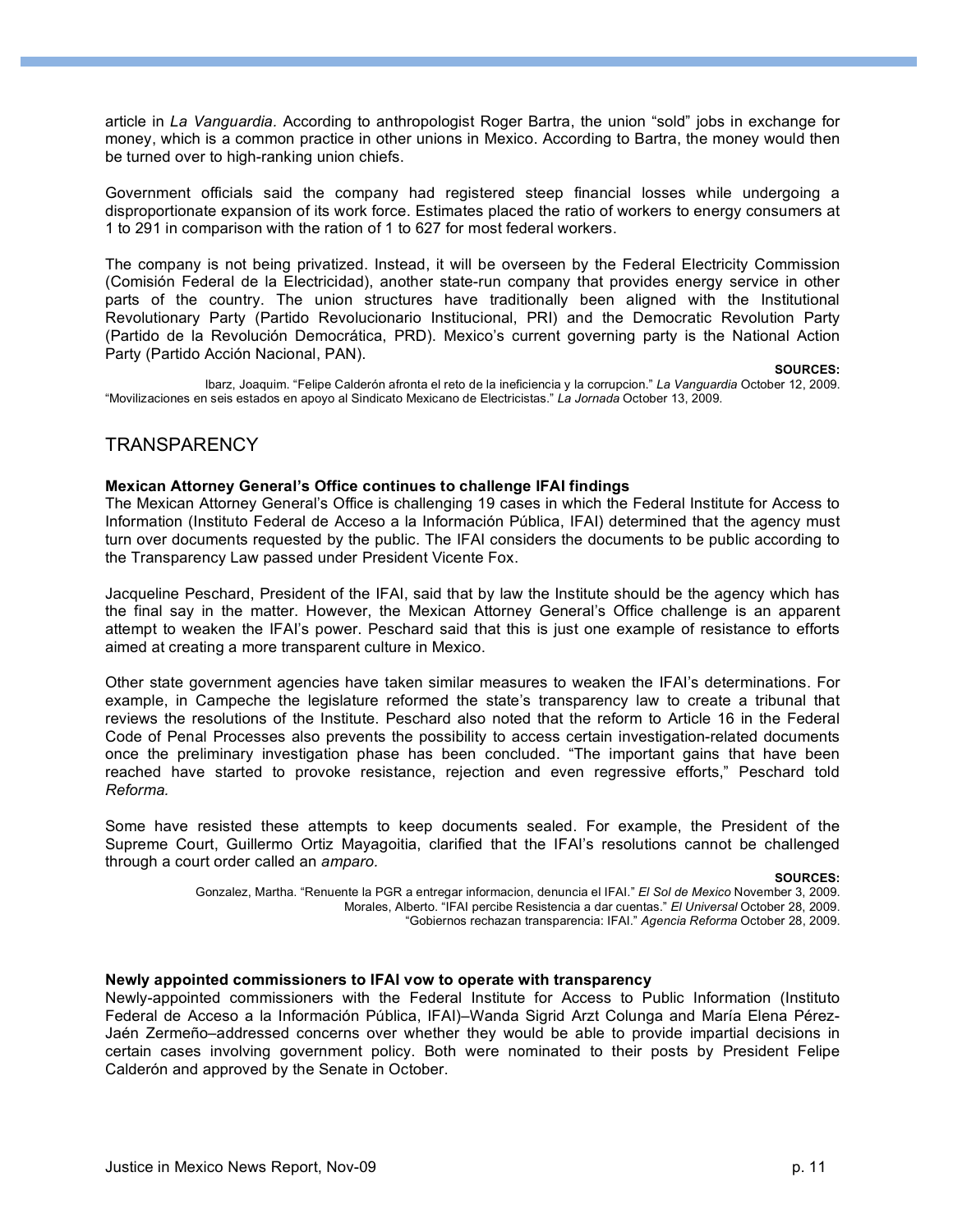article in *La Vanguardia.* According to anthropologist Roger Bartra, the union "sold" jobs in exchange for money, which is a common practice in other unions in Mexico. According to Bartra, the money would then be turned over to high-ranking union chiefs.

Government officials said the company had registered steep financial losses while undergoing a disproportionate expansion of its work force. Estimates placed the ratio of workers to energy consumers at 1 to 291 in comparison with the ration of 1 to 627 for most federal workers.

The company is not being privatized. Instead, it will be overseen by the Federal Electricity Commission (Comisión Federal de la Electricidad), another state-run company that provides energy service in other parts of the country. The union structures have traditionally been aligned with the Institutional Revolutionary Party (Partido Revolucionario Institucional, PRI) and the Democratic Revolution Party (Partido de la Revolución Democrática, PRD). Mexico's current governing party is the National Action Party (Partido Acción Nacional, PAN).

**SOURCES:**

Ibarz, Joaquim. "Felipe Calderón afronta el reto de la ineficiencia y la corrupcion." *La Vanguardia* October 12, 2009.
"Movilizaciones en seis estados en apoyo al Sindicato Mexicano de Electricistas." *La Jornada* October 13, 2009.

## TRANSPARENCY

**Mexican Attorney General's Office continues to challenge IFAI findings**

The Mexican Attorney General's Office is challenging 19 cases in which the Federal Institute for Access to Information (Instituto Federal de Acceso a la Información Pública, IFAI) determined that the agency must turn over documents requested by the public. The IFAI considers the documents to be public according to the Transparency Law passed under President Vicente Fox.

Jacqueline Peschard, President of the IFAI, said that by law the Institute should be the agency which has the final say in the matter. However, the Mexican Attorney General's Office challenge is an apparent attempt to weaken the IFAI's power. Peschard said that this is just one example of resistance to efforts aimed at creating a more transparent culture in Mexico.

Other state government agencies have taken similar measures to weaken the IFAI's determinations. For example, in Campeche the legislature reformed the state's transparency law to create a tribunal that reviews the resolutions of the Institute. Peschard also noted that the reform to Article 16 in the Federal Code of Penal Processes also prevents the possibility to access certain investigation-related documents once the preliminary investigation phase has been concluded. "The important gains that have been reached have started to provoke resistance, rejection and even regressive efforts," Peschard told *Reforma.*

Some have resisted these attempts to keep documents sealed. For example, the President of the Supreme Court, Guillermo Ortiz Mayagoitia, clarified that the IFAI's resolutions cannot be challenged through a court order called an *amparo*.

**SOURCES:**

Gonzalez, Martha. "Renuente la PGR a entregar informacion, denuncia el IFAI." *El Sol de Mexico* November 3, 2009.
Morales, Alberto. "IFAI percibe Resistencia a dar cuentas." *El Universal* October 28, 2009.
"Gobiernos rechazan transparencia: IFAI." *Agencia Reforma* October 28, 2009.

**Newly appointed commissioners to IFAI vow to operate with transparency**

Newly-appointed commissioners with the Federal Institute for Access to Public Information (Instituto Federal de Acceso a la Información Pública, IFAI)–Wanda Sigrid Arzt Colunga and María Elena Pérez-Jaén Zermeño–addressed concerns over whether they would be able to provide impartial decisions in certain cases involving government policy. Both were nominated to their posts by President Felipe Calderón and approved by the Senate in October.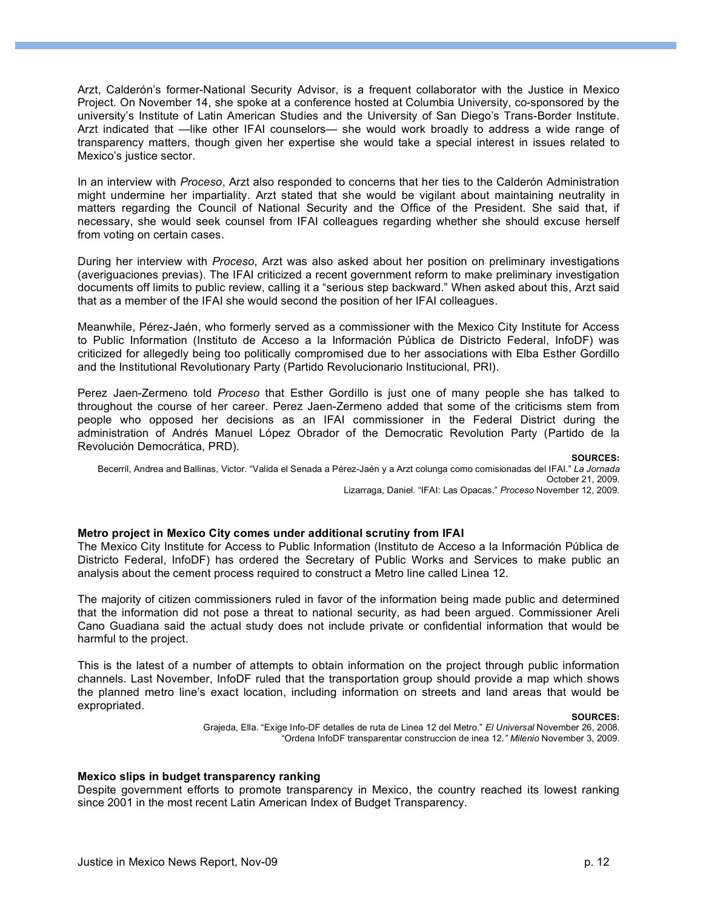Arzt, Calderón's former-National Security Advisor, is a frequent collaborator with the Justice in Mexico Project. On November 14, she spoke at a conference hosted at Columbia University, co-sponsored by the university's Institute of Latin American Studies and the University of San Diego's Trans-Border Institute. Arzt indicated that —like other IFAI counselors— she would work broadly to address a wide range of transparency matters, though given her expertise she would take a special interest in issues related to Mexico's justice sector.

In an interview with *Proceso*, Arzt also responded to concerns that her ties to the Calderón Administration might undermine her impartiality. Arzt stated that she would be vigilant about maintaining neutrality in matters regarding the Council of National Security and the Office of the President. She said that, if necessary, she would seek counsel from IFAI colleagues regarding whether she should excuse herself from voting on certain cases.

During her interview with *Proceso*, Arzt was also asked about her position on preliminary investigations (averiguaciones previas). The IFAI criticized a recent government reform to make preliminary investigation documents off limits to public review, calling it a "serious step backward." When asked about this, Arzt said that as a member of the IFAI she would second the position of her IFAI colleagues.

Meanwhile, Pérez-Jaén, who formerly served as a commissioner with the Mexico City Institute for Access to Public Information (Instituto de Acceso a la Información Pública de Districto Federal, InfoDF) was criticized for allegedly being too politically compromised due to her associations with Elba Esther Gordillo and the Institutional Revolutionary Party (Partido Revolucionario Institucional, PRI).

Perez Jaen-Zermeno told *Proceso* that Esther Gordillo is just one of many people she has talked to throughout the course of her career. Perez Jaen-Zermeno added that some of the criticisms stem from people who opposed her decisions as an IFAI commissioner in the Federal District during the administration of Andrés Manuel López Obrador of the Democratic Revolution Party (Partido de la Revolución Democrática, PRD).

**SOURCES:**

Becerril, Andrea and Ballinas, Victor. "Valida el Senada a Pérez-Jaén y a Arzt colunga como comisionadas del IFAI." *La Jornada* October 21, 2009.

Lizarraga, Daniel. "IFAI: Las Opacas." *Proceso* November 12, 2009.

**Metro project in Mexico City comes under additional scrutiny from IFAI**

The Mexico City Institute for Access to Public Information (Instituto de Acceso a la Información Pública de Districto Federal, InfoDF) has ordered the Secretary of Public Works and Services to make public an analysis about the cement process required to construct a Metro line called Linea 12.

The majority of citizen commissioners ruled in favor of the information being made public and determined that the information did not pose a threat to national security, as had been argued. Commissioner Areli Cano Guadiana said the actual study does not include private or confidential information that would be harmful to the project.

This is the latest of a number of attempts to obtain information on the project through public information channels. Last November, InfoDF ruled that the transportation group should provide a map which shows the planned metro line's exact location, including information on streets and land areas that would be expropriated.

**SOURCES:**

Grajeda, Ella. "Exige Info-DF detalles de ruta de Linea 12 del Metro." *El Universal* November 26, 2008.

"Ordena InfoDF transparentar construccion de inea 12." *Milenio* November 3, 2009.

**Mexico slips in budget transparency ranking**

Despite government efforts to promote transparency in Mexico, the country reached its lowest ranking since 2001 in the most recent Latin American Index of Budget Transparency.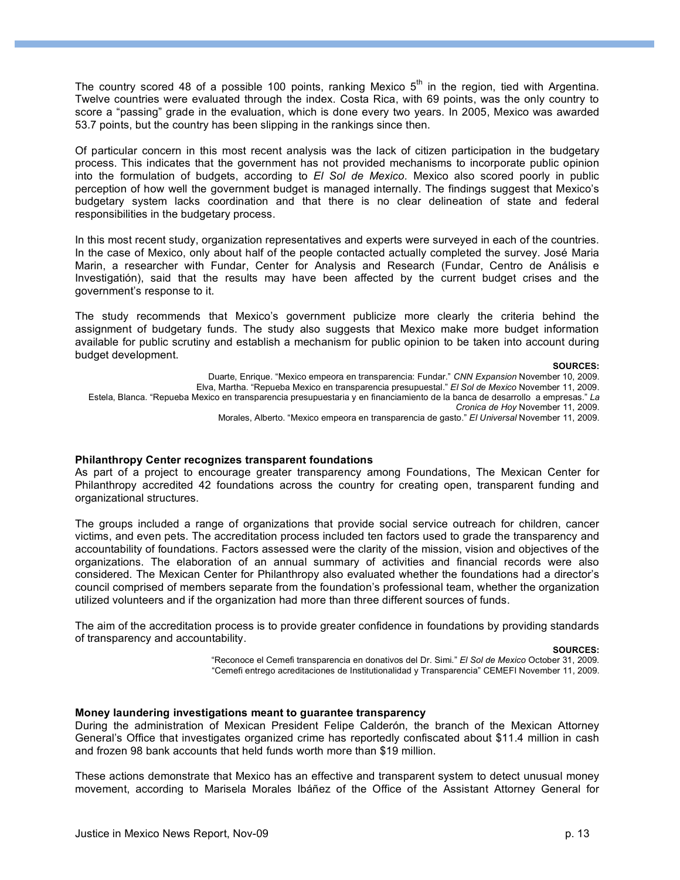The country scored 48 of a possible 100 points, ranking Mexico 5th in the region, tied with Argentina. Twelve countries were evaluated through the index. Costa Rica, with 69 points, was the only country to score a "passing" grade in the evaluation, which is done every two years. In 2005, Mexico was awarded 53.7 points, but the country has been slipping in the rankings since then.

Of particular concern in this most recent analysis was the lack of citizen participation in the budgetary process. This indicates that the government has not provided mechanisms to incorporate public opinion into the formulation of budgets, according to *El Sol de Mexico*. Mexico also scored poorly in public perception of how well the government budget is managed internally. The findings suggest that Mexico's budgetary system lacks coordination and that there is no clear delineation of state and federal responsibilities in the budgetary process.

In this most recent study, organization representatives and experts were surveyed in each of the countries. In the case of Mexico, only about half of the people contacted actually completed the survey. José Maria Marin, a researcher with Fundar, Center for Analysis and Research (Fundar, Centro de Análisis e Investigatión), said that the results may have been affected by the current budget crises and the government's response to it.

The study recommends that Mexico's government publicize more clearly the criteria behind the assignment of budgetary funds. The study also suggests that Mexico make more budget information available for public scrutiny and establish a mechanism for public opinion to be taken into account during budget development.

**SOURCES:**

Duarte, Enrique. "Mexico empeora en transparencia: Fundar." *CNN Expansion* November 10, 2009.
Elva, Martha. "Repueba Mexico en transparencia presupuestal." *El Sol de Mexico* November 11, 2009.
Estela, Blanca. "Repueba Mexico en transparencia presupuestaria y en financiamiento de la banca de desarrollo a empresas." *La Cronica de Hoy* November 11, 2009.
Morales, Alberto. "Mexico empeora en transparencia de gasto." *El Universal* November 11, 2009.

**Philanthropy Center recognizes transparent foundations**

As part of a project to encourage greater transparency among Foundations, The Mexican Center for Philanthropy accredited 42 foundations across the country for creating open, transparent funding and organizational structures.

The groups included a range of organizations that provide social service outreach for children, cancer victims, and even pets. The accreditation process included ten factors used to grade the transparency and accountability of foundations. Factors assessed were the clarity of the mission, vision and objectives of the organizations. The elaboration of an annual summary of activities and financial records were also considered. The Mexican Center for Philanthropy also evaluated whether the foundations had a director's council comprised of members separate from the foundation's professional team, whether the organization utilized volunteers and if the organization had more than three different sources of funds.

The aim of the accreditation process is to provide greater confidence in foundations by providing standards of transparency and accountability.

**SOURCES:**

"Reconoce el Cemefi transparencia en donativos del Dr. Simi." *El Sol de Mexico* October 31, 2009.
"Cemefi entrego acreditaciones de Institutionalidad y Transparencia" CEMEFI November 11, 2009.

**Money laundering investigations meant to guarantee transparency**

During the administration of Mexican President Felipe Calderón, the branch of the Mexican Attorney General's Office that investigates organized crime has reportedly confiscated about \$11.4 million in cash and frozen 98 bank accounts that held funds worth more than \$19 million.

These actions demonstrate that Mexico has an effective and transparent system to detect unusual money movement, according to Marisela Morales Ibáñez of the Office of the Assistant Attorney General for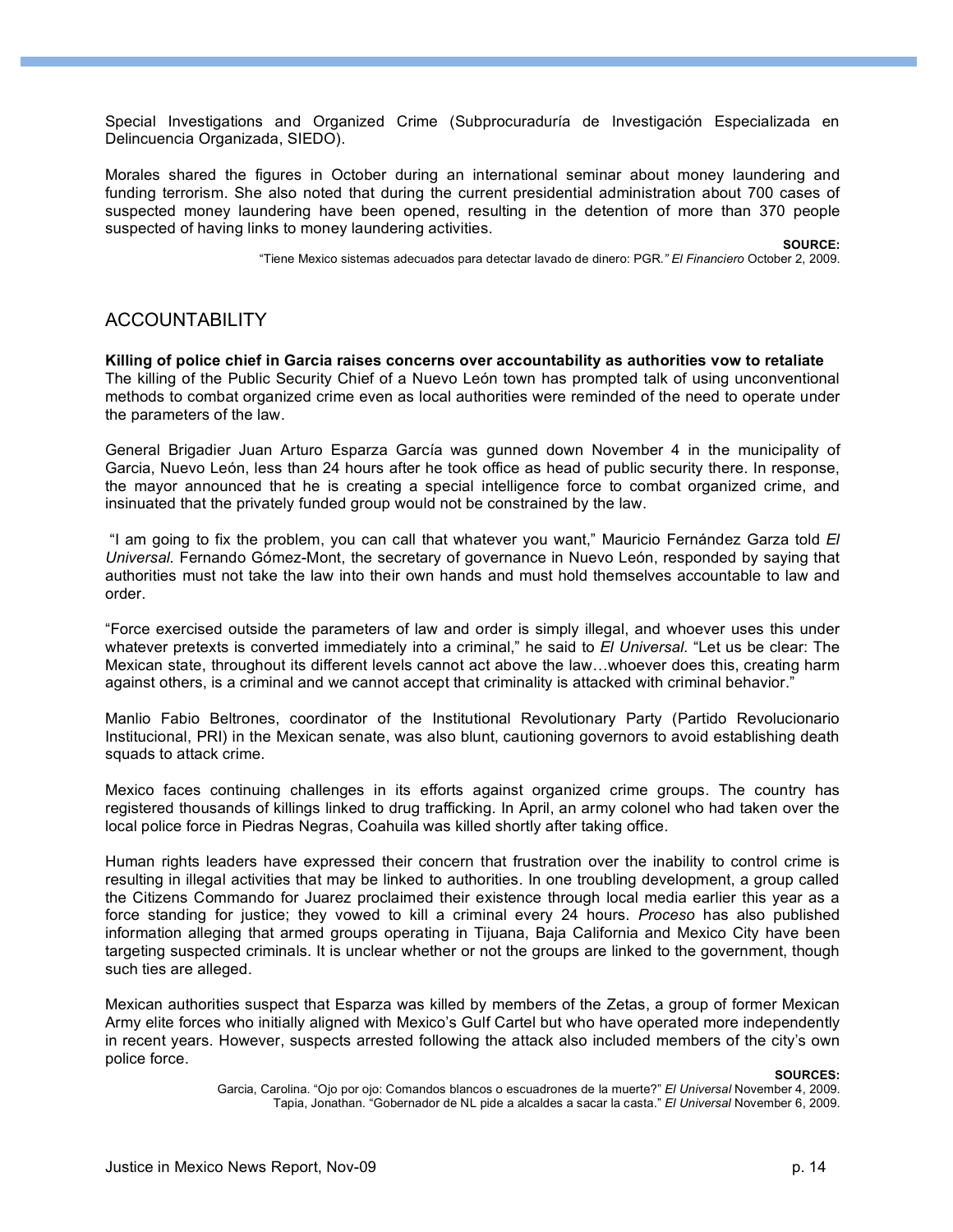Special Investigations and Organized Crime (Subprocuraduría de Investigación Especializada en Delincuencia Organizada, SIEDO).

Morales shared the figures in October during an international seminar about money laundering and funding terrorism. She also noted that during the current presidential administration about 700 cases of suspected money laundering have been opened, resulting in the detention of more than 370 people suspected of having links to money laundering activities.

**SOURCE:**
"Tiene Mexico sistemas adecuados para detectar lavado de dinero: PGR." *El Financiero* October 2, 2009.

## ACCOUNTABILITY

**Killing of police chief in Garcia raises concerns over accountability as authorities vow to retaliate**

The killing of the Public Security Chief of a Nuevo León town has prompted talk of using unconventional methods to combat organized crime even as local authorities were reminded of the need to operate under the parameters of the law.

General Brigadier Juan Arturo Esparza García was gunned down November 4 in the municipality of Garcia, Nuevo León, less than 24 hours after he took office as head of public security there. In response, the mayor announced that he is creating a special intelligence force to combat organized crime, and insinuated that the privately funded group would not be constrained by the law.

"I am going to fix the problem, you can call that whatever you want," Mauricio Fernández Garza told *El Universal.* Fernando Gómez-Mont, the secretary of governance in Nuevo León, responded by saying that authorities must not take the law into their own hands and must hold themselves accountable to law and order.

"Force exercised outside the parameters of law and order is simply illegal, and whoever uses this under whatever pretexts is converted immediately into a criminal," he said to *El Universal.* "Let us be clear: The Mexican state, throughout its different levels cannot act above the law…whoever does this, creating harm against others, is a criminal and we cannot accept that criminality is attacked with criminal behavior."

Manlio Fabio Beltrones, coordinator of the Institutional Revolutionary Party (Partido Revolucionario Institucional, PRI) in the Mexican senate, was also blunt, cautioning governors to avoid establishing death squads to attack crime.

Mexico faces continuing challenges in its efforts against organized crime groups. The country has registered thousands of killings linked to drug trafficking. In April, an army colonel who had taken over the local police force in Piedras Negras, Coahuila was killed shortly after taking office.

Human rights leaders have expressed their concern that frustration over the inability to control crime is resulting in illegal activities that may be linked to authorities. In one troubling development, a group called the Citizens Commando for Juarez proclaimed their existence through local media earlier this year as a force standing for justice; they vowed to kill a criminal every 24 hours. *Proceso* has also published information alleging that armed groups operating in Tijuana, Baja California and Mexico City have been targeting suspected criminals. It is unclear whether or not the groups are linked to the government, though such ties are alleged.

Mexican authorities suspect that Esparza was killed by members of the Zetas, a group of former Mexican Army elite forces who initially aligned with Mexico's Gulf Cartel but who have operated more independently in recent years. However, suspects arrested following the attack also included members of the city's own police force.

**SOURCES:**
Garcia, Carolina. "Ojo por ojo: Comandos blancos o escuadrones de la muerte?" *El Universal* November 4, 2009.
Tapia, Jonathan. "Gobernador de NL pide a alcaldes a sacar la casta." *El Universal* November 6, 2009.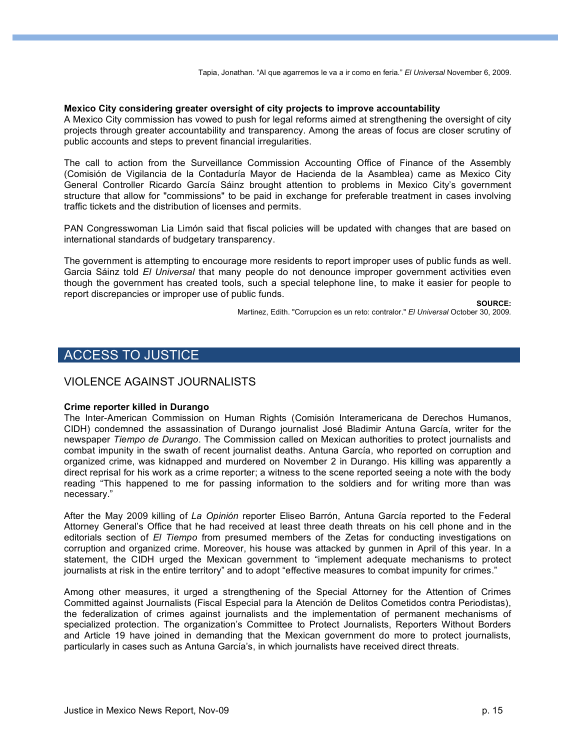Tapia, Jonathan. "Al que agarremos le va a ir como en feria." *El Universal* November 6, 2009.

**Mexico City considering greater oversight of city projects to improve accountability**

A Mexico City commission has vowed to push for legal reforms aimed at strengthening the oversight of city projects through greater accountability and transparency. Among the areas of focus are closer scrutiny of public accounts and steps to prevent financial irregularities.

The call to action from the Surveillance Commission Accounting Office of Finance of the Assembly (Comisión de Vigilancia de la Contaduría Mayor de Hacienda de la Asamblea) came as Mexico City General Controller Ricardo García Sáinz brought attention to problems in Mexico City's government structure that allow for "commissions" to be paid in exchange for preferable treatment in cases involving traffic tickets and the distribution of licenses and permits.

PAN Congresswoman Lia Limón said that fiscal policies will be updated with changes that are based on international standards of budgetary transparency.

The government is attempting to encourage more residents to report improper uses of public funds as well. Garcia Sáinz told *El Universal* that many people do not denounce improper government activities even though the government has created tools, such a special telephone line, to make it easier for people to report discrepancies or improper use of public funds.

**SOURCE:**
Martinez, Edith. "Corrupcion es un reto: contralor." *El Universal* October 30, 2009.

# ACCESS TO JUSTICE

## VIOLENCE AGAINST JOURNALISTS

**Crime reporter killed in Durango**

The Inter-American Commission on Human Rights (Comisión Interamericana de Derechos Humanos, CIDH) condemned the assassination of Durango journalist José Bladimir Antuna García, writer for the newspaper *Tiempo de Durango*. The Commission called on Mexican authorities to protect journalists and combat impunity in the swath of recent journalist deaths. Antuna García, who reported on corruption and organized crime, was kidnapped and murdered on November 2 in Durango. His killing was apparently a direct reprisal for his work as a crime reporter; a witness to the scene reported seeing a note with the body reading "This happened to me for passing information to the soldiers and for writing more than was necessary."

After the May 2009 killing of *La Opinión* reporter Eliseo Barrón, Antuna García reported to the Federal Attorney General's Office that he had received at least three death threats on his cell phone and in the editorials section of *El Tiempo* from presumed members of the Zetas for conducting investigations on corruption and organized crime. Moreover, his house was attacked by gunmen in April of this year. In a statement, the CIDH urged the Mexican government to "implement adequate mechanisms to protect journalists at risk in the entire territory" and to adopt "effective measures to combat impunity for crimes."

Among other measures, it urged a strengthening of the Special Attorney for the Attention of Crimes Committed against Journalists (Fiscal Especial para la Atención de Delitos Cometidos contra Periodistas), the federalization of crimes against journalists and the implementation of permanent mechanisms of specialized protection. The organization's Committee to Protect Journalists, Reporters Without Borders and Article 19 have joined in demanding that the Mexican government do more to protect journalists, particularly in cases such as Antuna García's, in which journalists have received direct threats.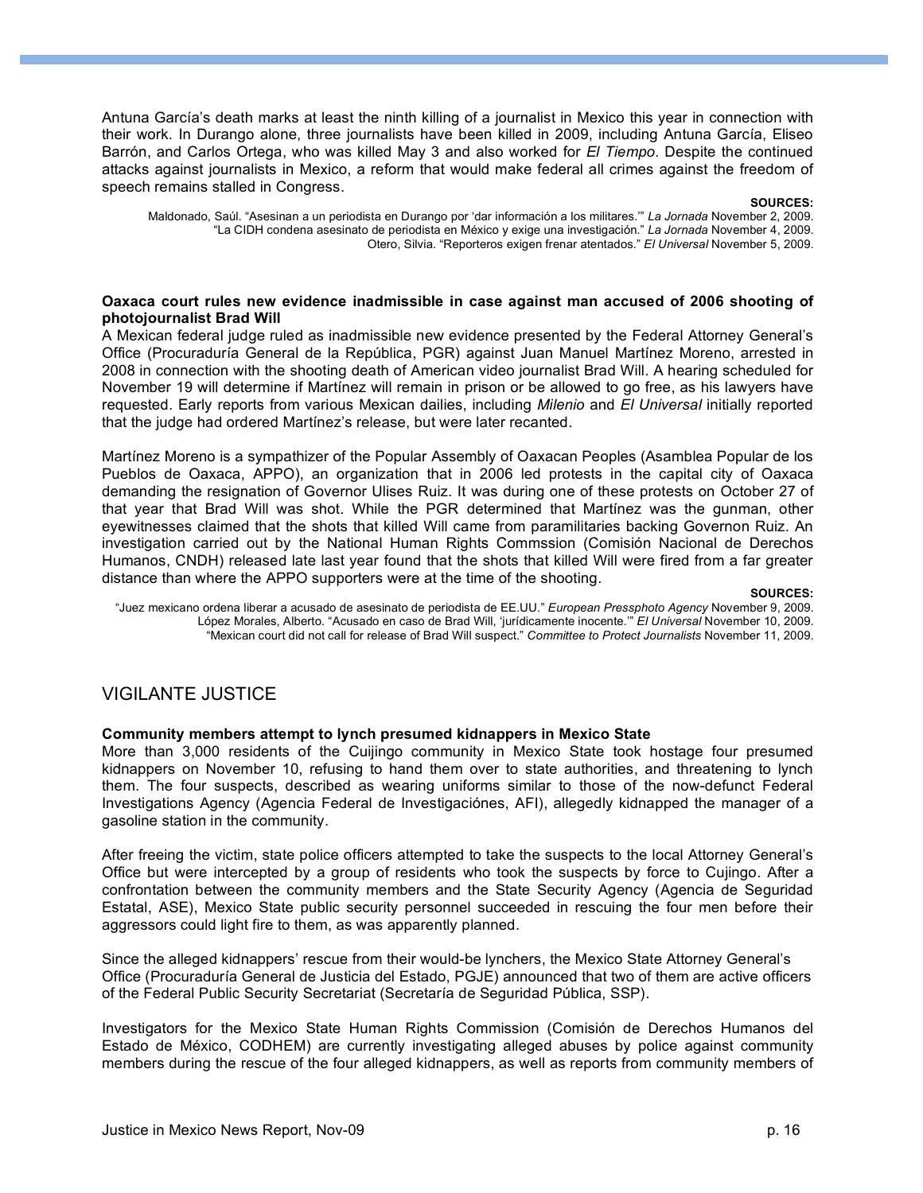Antuna García's death marks at least the ninth killing of a journalist in Mexico this year in connection with their work. In Durango alone, three journalists have been killed in 2009, including Antuna García, Eliseo Barrón, and Carlos Ortega, who was killed May 3 and also worked for *El Tiempo.* Despite the continued attacks against journalists in Mexico, a reform that would make federal all crimes against the freedom of speech remains stalled in Congress.

**SOURCES:**

Maldonado, Saúl. "Asesinan a un periodista en Durango por 'dar información a los militares.'" *La Jornada* November 2, 2009.
"La CIDH condena asesinato de periodista en México y exige una investigación." *La Jornada* November 4, 2009.
Otero, Silvia. "Reporteros exigen frenar atentados." *El Universal* November 5, 2009.

**Oaxaca court rules new evidence inadmissible in case against man accused of 2006 shooting of photojournalist Brad Will**

A Mexican federal judge ruled as inadmissible new evidence presented by the Federal Attorney General's Office (Procuraduría General de la República, PGR) against Juan Manuel Martínez Moreno, arrested in 2008 in connection with the shooting death of American video journalist Brad Will. A hearing scheduled for November 19 will determine if Martínez will remain in prison or be allowed to go free, as his lawyers have requested. Early reports from various Mexican dailies, including *Milenio* and *El Universal* initially reported that the judge had ordered Martínez's release, but were later recanted.

Martínez Moreno is a sympathizer of the Popular Assembly of Oaxacan Peoples (Asamblea Popular de los Pueblos de Oaxaca, APPO), an organization that in 2006 led protests in the capital city of Oaxaca demanding the resignation of Governor Ulises Ruiz. It was during one of these protests on October 27 of that year that Brad Will was shot. While the PGR determined that Martínez was the gunman, other eyewitnesses claimed that the shots that killed Will came from paramilitaries backing Governon Ruiz. An investigation carried out by the National Human Rights Commssion (Comisión Nacional de Derechos Humanos, CNDH) released late last year found that the shots that killed Will were fired from a far greater distance than where the APPO supporters were at the time of the shooting.

**SOURCES:**

"Juez mexicano ordena liberar a acusado de asesinato de periodista de EE.UU." *European Pressphoto Agency* November 9, 2009.
López Morales, Alberto. "Acusado en caso de Brad Will, 'jurídicamente inocente.'" *El Universal* November 10, 2009.
"Mexican court did not call for release of Brad Will suspect." *Committee to Protect Journalists* November 11, 2009.

## VIGILANTE JUSTICE

**Community members attempt to lynch presumed kidnappers in Mexico State**

More than 3,000 residents of the Cuijingo community in Mexico State took hostage four presumed kidnappers on November 10, refusing to hand them over to state authorities, and threatening to lynch them. The four suspects, described as wearing uniforms similar to those of the now-defunct Federal Investigations Agency (Agencia Federal de Investigaciónes, AFI), allegedly kidnapped the manager of a gasoline station in the community.

After freeing the victim, state police officers attempted to take the suspects to the local Attorney General's Office but were intercepted by a group of residents who took the suspects by force to Cujingo. After a confrontation between the community members and the State Security Agency (Agencia de Seguridad Estatal, ASE), Mexico State public security personnel succeeded in rescuing the four men before their aggressors could light fire to them, as was apparently planned.

Since the alleged kidnappers' rescue from their would-be lynchers, the Mexico State Attorney General's Office (Procuraduría General de Justicia del Estado, PGJE) announced that two of them are active officers of the Federal Public Security Secretariat (Secretaría de Seguridad Pública, SSP).

Investigators for the Mexico State Human Rights Commission (Comisión de Derechos Humanos del Estado de México, CODHEM) are currently investigating alleged abuses by police against community members during the rescue of the four alleged kidnappers, as well as reports from community members of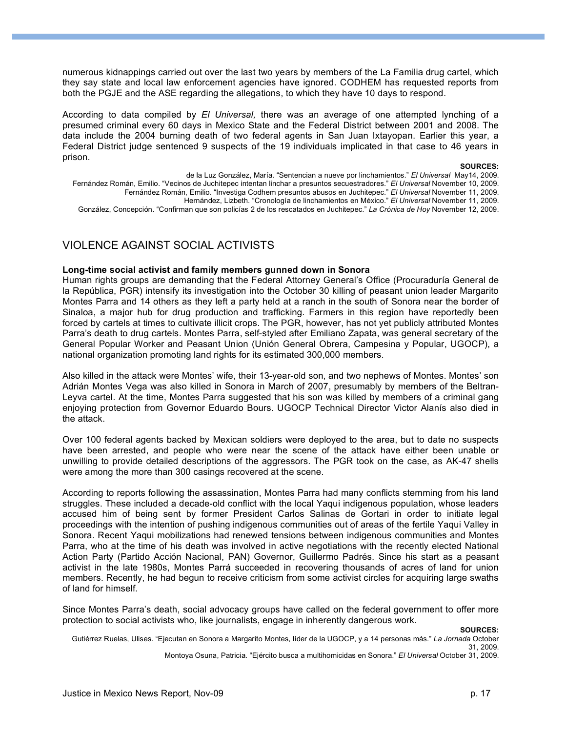numerous kidnappings carried out over the last two years by members of the La Familia drug cartel, which they say state and local law enforcement agencies have ignored. CODHEM has requested reports from both the PGJE and the ASE regarding the allegations, to which they have 10 days to respond.

According to data compiled by *El Universal,* there was an average of one attempted lynching of a presumed criminal every 60 days in Mexico State and the Federal District between 2001 and 2008. The data include the 2004 burning death of two federal agents in San Juan Ixtayopan. Earlier this year, a Federal District judge sentenced 9 suspects of the 19 individuals implicated in that case to 46 years in prison.

**SOURCES:**

de la Luz González, María. "Sentencian a nueve por linchamientos." *El Universal* May14, 2009.
Fernández Román, Emilio. "Vecinos de Juchitepec intentan linchar a presuntos secuestradores." *El Universal* November 10, 2009.
Fernández Román, Emilio. "Investiga Codhem presuntos abusos en Juchitepec." *El Universal* November 11, 2009.
Hernández, Lizbeth. "Cronología de linchamientos en México." *El Universal* November 11, 2009.
González, Concepción. "Confirman que son policías 2 de los rescatados en Juchitepec." *La Crónica de Hoy* November 12, 2009.

## VIOLENCE AGAINST SOCIAL ACTIVISTS

**Long-time social activist and family members gunned down in Sonora**

Human rights groups are demanding that the Federal Attorney General's Office (Procuraduría General de la República, PGR) intensify its investigation into the October 30 killing of peasant union leader Margarito Montes Parra and 14 others as they left a party held at a ranch in the south of Sonora near the border of Sinaloa, a major hub for drug production and trafficking. Farmers in this region have reportedly been forced by cartels at times to cultivate illicit crops. The PGR, however, has not yet publicly attributed Montes Parra's death to drug cartels. Montes Parra, self-styled after Emiliano Zapata, was general secretary of the General Popular Worker and Peasant Union (Unión General Obrera, Campesina y Popular, UGOCP), a national organization promoting land rights for its estimated 300,000 members.

Also killed in the attack were Montes' wife, their 13-year-old son, and two nephews of Montes. Montes' son Adrián Montes Vega was also killed in Sonora in March of 2007, presumably by members of the Beltran-Leyva cartel. At the time, Montes Parra suggested that his son was killed by members of a criminal gang enjoying protection from Governor Eduardo Bours. UGOCP Technical Director Victor Alanís also died in the attack.

Over 100 federal agents backed by Mexican soldiers were deployed to the area, but to date no suspects have been arrested, and people who were near the scene of the attack have either been unable or unwilling to provide detailed descriptions of the aggressors. The PGR took on the case, as AK-47 shells were among the more than 300 casings recovered at the scene.

According to reports following the assassination, Montes Parra had many conflicts stemming from his land struggles. These included a decade-old conflict with the local Yaqui indigenous population, whose leaders accused him of being sent by former President Carlos Salinas de Gortari in order to initiate legal proceedings with the intention of pushing indigenous communities out of areas of the fertile Yaqui Valley in Sonora. Recent Yaqui mobilizations had renewed tensions between indigenous communities and Montes Parra, who at the time of his death was involved in active negotiations with the recently elected National Action Party (Partido Acción Nacional, PAN) Governor, Guillermo Padrés. Since his start as a peasant activist in the late 1980s, Montes Parrá succeeded in recovering thousands of acres of land for union members. Recently, he had begun to receive criticism from some activist circles for acquiring large swaths of land for himself.

Since Montes Parra's death, social advocacy groups have called on the federal government to offer more protection to social activists who, like journalists, engage in inherently dangerous work.

**SOURCES:**

Gutiérrez Ruelas, Ulises. "Ejecutan en Sonora a Margarito Montes, líder de la UGOCP, y a 14 personas más." *La Jornada* October 31, 2009.
Montoya Osuna, Patricia. "Ejército busca a multihomicidas en Sonora." *El Universal* October 31, 2009.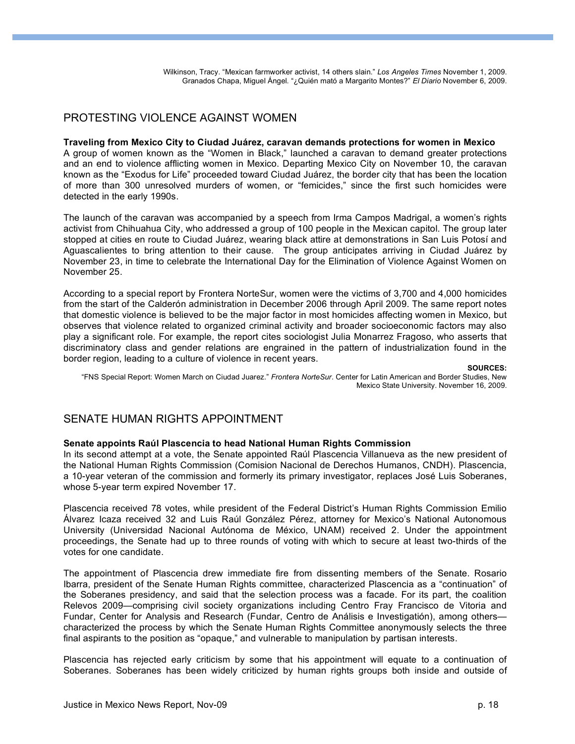Wilkinson, Tracy. "Mexican farmworker activist, 14 others slain." *Los Angeles Times* November 1, 2009.
Granados Chapa, Miguel Ángel. "¿Quién mató a Margarito Montes?" *El Diario* November 6, 2009.

## PROTESTING VIOLENCE AGAINST WOMEN

**Traveling from Mexico City to Ciudad Juárez, caravan demands protections for women in Mexico**

A group of women known as the "Women in Black," launched a caravan to demand greater protections and an end to violence afflicting women in Mexico. Departing Mexico City on November 10, the caravan known as the "Exodus for Life" proceeded toward Ciudad Juárez, the border city that has been the location of more than 300 unresolved murders of women, or "femicides," since the first such homicides were detected in the early 1990s.

The launch of the caravan was accompanied by a speech from Irma Campos Madrigal, a women's rights activist from Chihuahua City, who addressed a group of 100 people in the Mexican capitol. The group later stopped at cities en route to Ciudad Juárez, wearing black attire at demonstrations in San Luis Potosí and Aguascalientes to bring attention to their cause. The group anticipates arriving in Ciudad Juárez by November 23, in time to celebrate the International Day for the Elimination of Violence Against Women on November 25.

According to a special report by Frontera NorteSur, women were the victims of 3,700 and 4,000 homicides from the start of the Calderón administration in December 2006 through April 2009. The same report notes that domestic violence is believed to be the major factor in most homicides affecting women in Mexico, but observes that violence related to organized criminal activity and broader socioeconomic factors may also play a significant role. For example, the report cites sociologist Julia Monarrez Fragoso, who asserts that discriminatory class and gender relations are engrained in the pattern of industrialization found in the border region, leading to a culture of violence in recent years.

**SOURCES:**

"FNS Special Report: Women March on Ciudad Juarez." *Frontera NorteSur*. Center for Latin American and Border Studies, New Mexico State University. November 16, 2009.

## SENATE HUMAN RIGHTS APPOINTMENT

**Senate appoints Raúl Plascencia to head National Human Rights Commission**

In its second attempt at a vote, the Senate appointed Raúl Plascencia Villanueva as the new president of the National Human Rights Commission (Comision Nacional de Derechos Humanos, CNDH). Plascencia, a 10-year veteran of the commission and formerly its primary investigator, replaces José Luis Soberanes, whose 5-year term expired November 17.

Plascencia received 78 votes, while president of the Federal District's Human Rights Commission Emilio Álvarez Icaza received 32 and Luis Raúl González Pérez, attorney for Mexico's National Autonomous University (Universidad Nacional Autónoma de México, UNAM) received 2. Under the appointment proceedings, the Senate had up to three rounds of voting with which to secure at least two-thirds of the votes for one candidate.

The appointment of Plascencia drew immediate fire from dissenting members of the Senate. Rosario Ibarra, president of the Senate Human Rights committee, characterized Plascencia as a "continuation" of the Soberanes presidency, and said that the selection process was a facade. For its part, the coalition Relevos 2009—comprising civil society organizations including Centro Fray Francisco de Vitoria and Fundar, Center for Analysis and Research (Fundar, Centro de Análisis e Investigación), among others—characterized the process by which the Senate Human Rights Committee anonymously selects the three final aspirants to the position as "opaque," and vulnerable to manipulation by partisan interests.

Plascencia has rejected early criticism by some that his appointment will equate to a continuation of Soberanes. Soberanes has been widely criticized by human rights groups both inside and outside of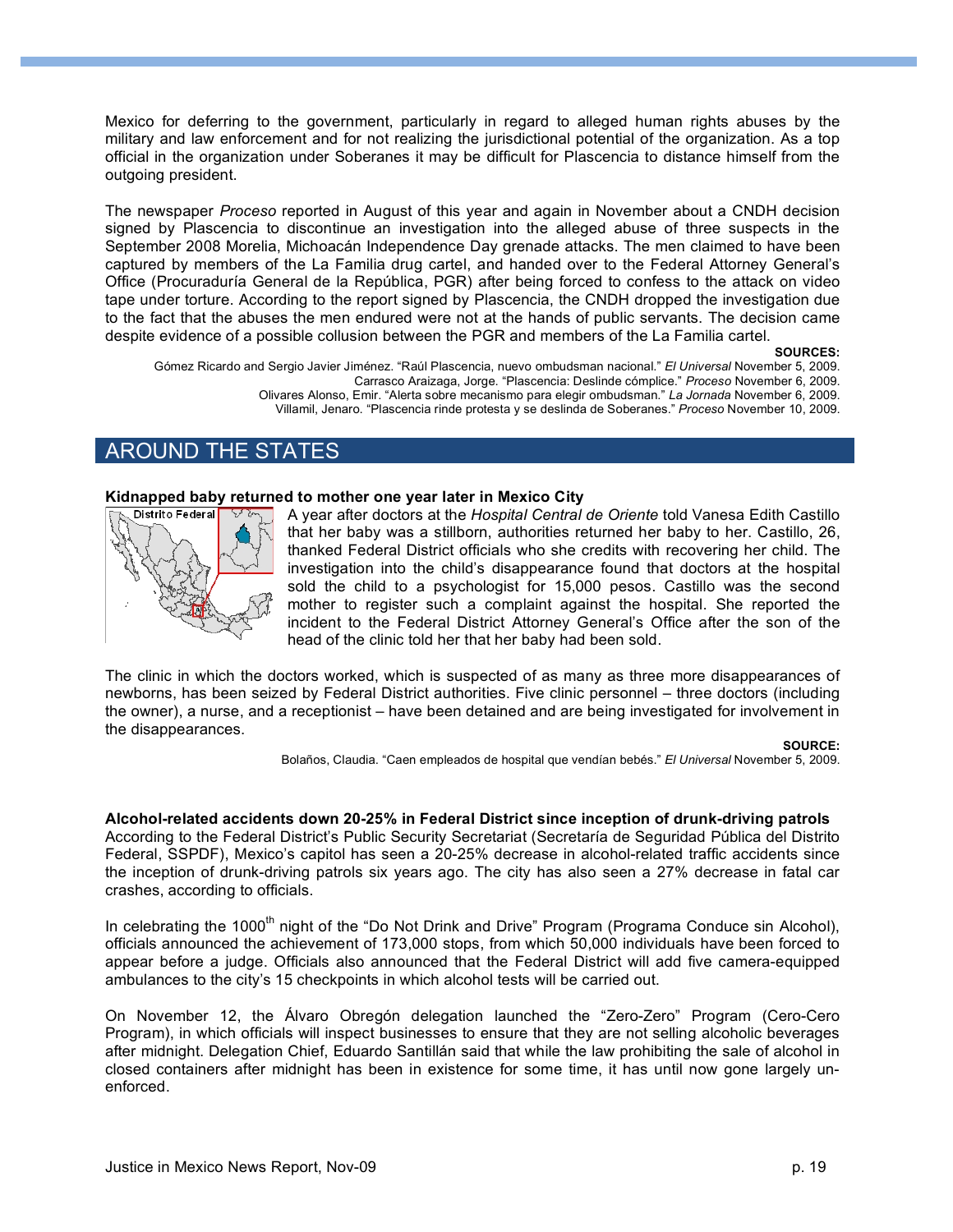Mexico for deferring to the government, particularly in regard to alleged human rights abuses by the military and law enforcement and for not realizing the jurisdictional potential of the organization. As a top official in the organization under Soberanes it may be difficult for Plascencia to distance himself from the outgoing president.

The newspaper *Proceso* reported in August of this year and again in November about a CNDH decision signed by Plascencia to discontinue an investigation into the alleged abuse of three suspects in the September 2008 Morelia, Michoacán Independence Day grenade attacks. The men claimed to have been captured by members of the La Familia drug cartel, and handed over to the Federal Attorney General's Office (Procuraduría General de la República, PGR) after being forced to confess to the attack on video tape under torture. According to the report signed by Plascencia, the CNDH dropped the investigation due to the fact that the abuses the men endured were not at the hands of public servants. The decision came despite evidence of a possible collusion between the PGR and members of the La Familia cartel.

**SOURCES:**

Gómez Ricardo and Sergio Javier Jiménez. "Raúl Plascencia, nuevo ombudsman nacional." *El Universal* November 5, 2009.
Carrasco Araizaga, Jorge. "Plascencia: Deslinde cómplice." *Proceso* November 6, 2009.
Olivares Alonso, Emir. "Alerta sobre mecanismo para elegir ombudsman." *La Jornada* November 6, 2009.
Villamil, Jenaro. "Plascencia rinde protesta y se deslinda de Soberanes." *Proceso* November 10, 2009.

## AROUND THE STATES

### Kidnapped baby returned to mother one year later in Mexico City

Distrito Federal

A year after doctors at the *Hospital Central de Oriente* told Vanesa Edith Castillo that her baby was a stillborn, authorities returned her baby to her. Castillo, 26, thanked Federal District officials who she credits with recovering her child. The investigation into the child's disappearance found that doctors at the hospital sold the child to a psychologist for 15,000 pesos. Castillo was the second mother to register such a complaint against the hospital. She reported the incident to the Federal District Attorney General's Office after the son of the head of the clinic told her that her baby had been sold.

The clinic in which the doctors worked, which is suspected of as many as three more disappearances of newborns, has been seized by Federal District authorities. Five clinic personnel – three doctors (including the owner), a nurse, and a receptionist – have been detained and are being investigated for involvement in the disappearances.

**SOURCE:**

Bolaños, Claudia. "Caen empleados de hospital que vendían bebés." *El Universal* November 5, 2009.

### Alcohol-related accidents down 20-25% in Federal District since inception of drunk-driving patrols

According to the Federal District's Public Security Secretariat (Secretaría de Seguridad Pública del Distrito Federal, SSPDF), Mexico's capitol has seen a 20-25% decrease in alcohol-related traffic accidents since the inception of drunk-driving patrols six years ago. The city has also seen a 27% decrease in fatal car crashes, according to officials.

In celebrating the 1000th night of the "Do Not Drink and Drive" Program (Programa Conduce sin Alcohol), officials announced the achievement of 173,000 stops, from which 50,000 individuals have been forced to appear before a judge. Officials also announced that the Federal District will add five camera-equipped ambulances to the city's 15 checkpoints in which alcohol tests will be carried out.

On November 12, the Álvaro Obregón delegation launched the "Zero-Zero" Program (Cero-Cero Program), in which officials will inspect businesses to ensure that they are not selling alcoholic beverages after midnight. Delegation Chief, Eduardo Santillán said that while the law prohibiting the sale of alcohol in closed containers after midnight has been in existence for some time, it has until now gone largely un-enforced.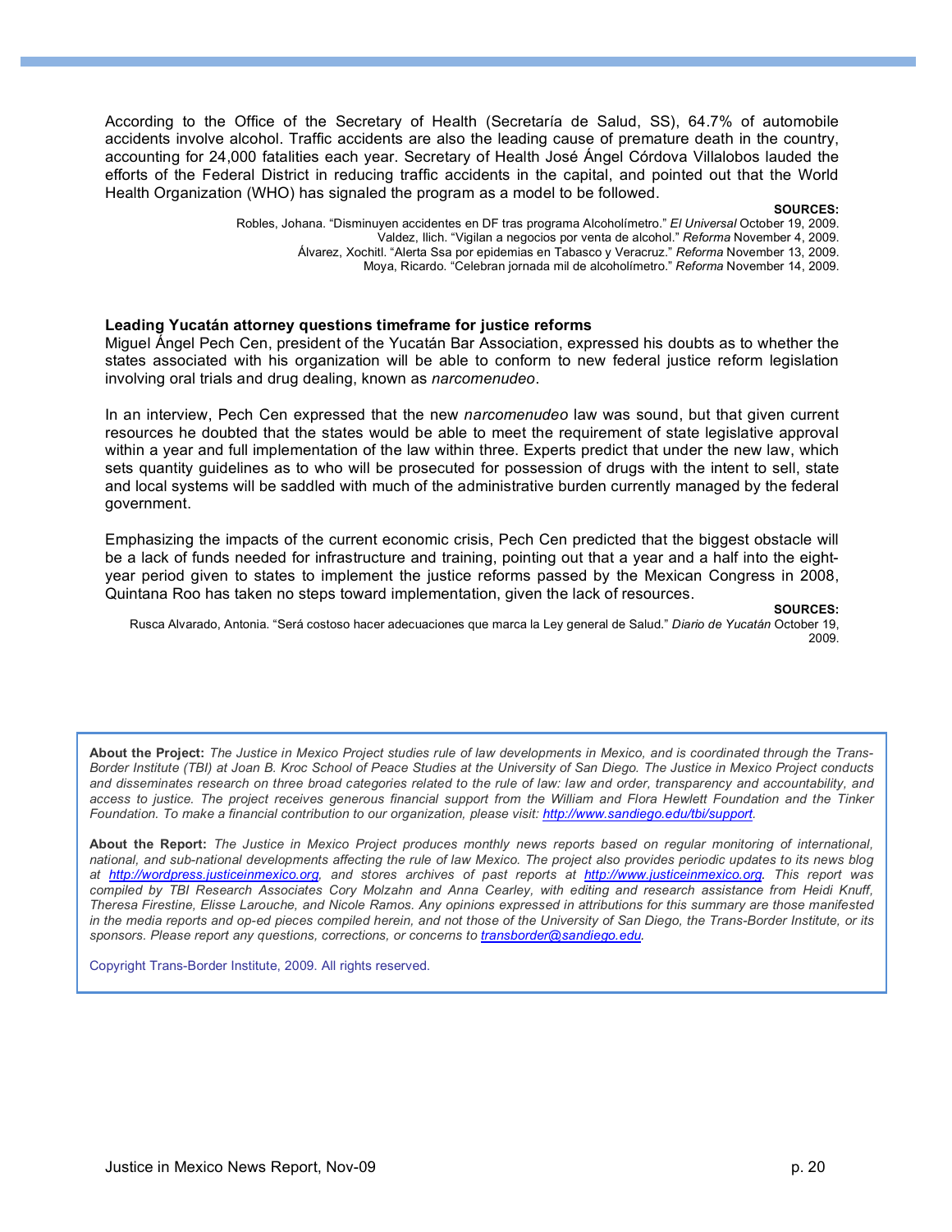According to the Office of the Secretary of Health (Secretaría de Salud, SS), 64.7% of automobile accidents involve alcohol. Traffic accidents are also the leading cause of premature death in the country, accounting for 24,000 fatalities each year. Secretary of Health José Ángel Córdova Villalobos lauded the efforts of the Federal District in reducing traffic accidents in the capital, and pointed out that the World Health Organization (WHO) has signaled the program as a model to be followed.

**SOURCES:**

Robles, Johana. "Disminuyen accidentes en DF tras programa Alcoholímetro." *El Universal* October 19, 2009.
Valdez, Ilich. "Vigilan a negocios por venta de alcohol." *Reforma* November 4, 2009.
Álvarez, Xochitl. "Alerta Ssa por epidemias en Tabasco y Veracruz." *Reforma* November 13, 2009.
Moya, Ricardo. "Celebran jornada mil de alcoholímetro." *Reforma* November 14, 2009.

**Leading Yucatán attorney questions timeframe for justice reforms**

Miguel Ángel Pech Cen, president of the Yucatán Bar Association, expressed his doubts as to whether the states associated with his organization will be able to conform to new federal justice reform legislation involving oral trials and drug dealing, known as *narcomenudeo*.

In an interview, Pech Cen expressed that the new *narcomenudeo* law was sound, but that given current resources he doubted that the states would be able to meet the requirement of state legislative approval within a year and full implementation of the law within three. Experts predict that under the new law, which sets quantity guidelines as to who will be prosecuted for possession of drugs with the intent to sell, state and local systems will be saddled with much of the administrative burden currently managed by the federal government.

Emphasizing the impacts of the current economic crisis, Pech Cen predicted that the biggest obstacle will be a lack of funds needed for infrastructure and training, pointing out that a year and a half into the eight-year period given to states to implement the justice reforms passed by the Mexican Congress in 2008, Quintana Roo has taken no steps toward implementation, given the lack of resources.

**SOURCES:**

Rusca Alvarado, Antonia. "Será costoso hacer adecuaciones que marca la Ley general de Salud." *Diario de Yucatán* October 19, 2009.

**About the Project:** *The Justice in Mexico Project studies rule of law developments in Mexico, and is coordinated through the Trans-Border Institute (TBI) at Joan B. Kroc School of Peace Studies at the University of San Diego. The Justice in Mexico Project conducts and disseminates research on three broad categories related to the rule of law: law and order, transparency and accountability, and access to justice. The project receives generous financial support from the William and Flora Hewlett Foundation and the Tinker Foundation. To make a financial contribution to our organization, please visit: http://www.sandiego.edu/tbi/support.*

**About the Report:** *The Justice in Mexico Project produces monthly news reports based on regular monitoring of international, national, and sub-national developments affecting the rule of law Mexico. The project also provides periodic updates to its news blog at http://wordpress.justiceinmexico.org, and stores archives of past reports at http://www.justiceinmexico.org. This report was compiled by TBI Research Associates Cory Molzahn and Anna Cearley, with editing and research assistance from Heidi Knuff, Theresa Firestine, Elisse Larouche, and Nicole Ramos. Any opinions expressed in attributions for this summary are those manifested in the media reports and op-ed pieces compiled herein, and not those of the University of San Diego, the Trans-Border Institute, or its sponsors. Please report any questions, corrections, or concerns to transborder@sandiego.edu.*

Copyright Trans-Border Institute, 2009. All rights reserved.